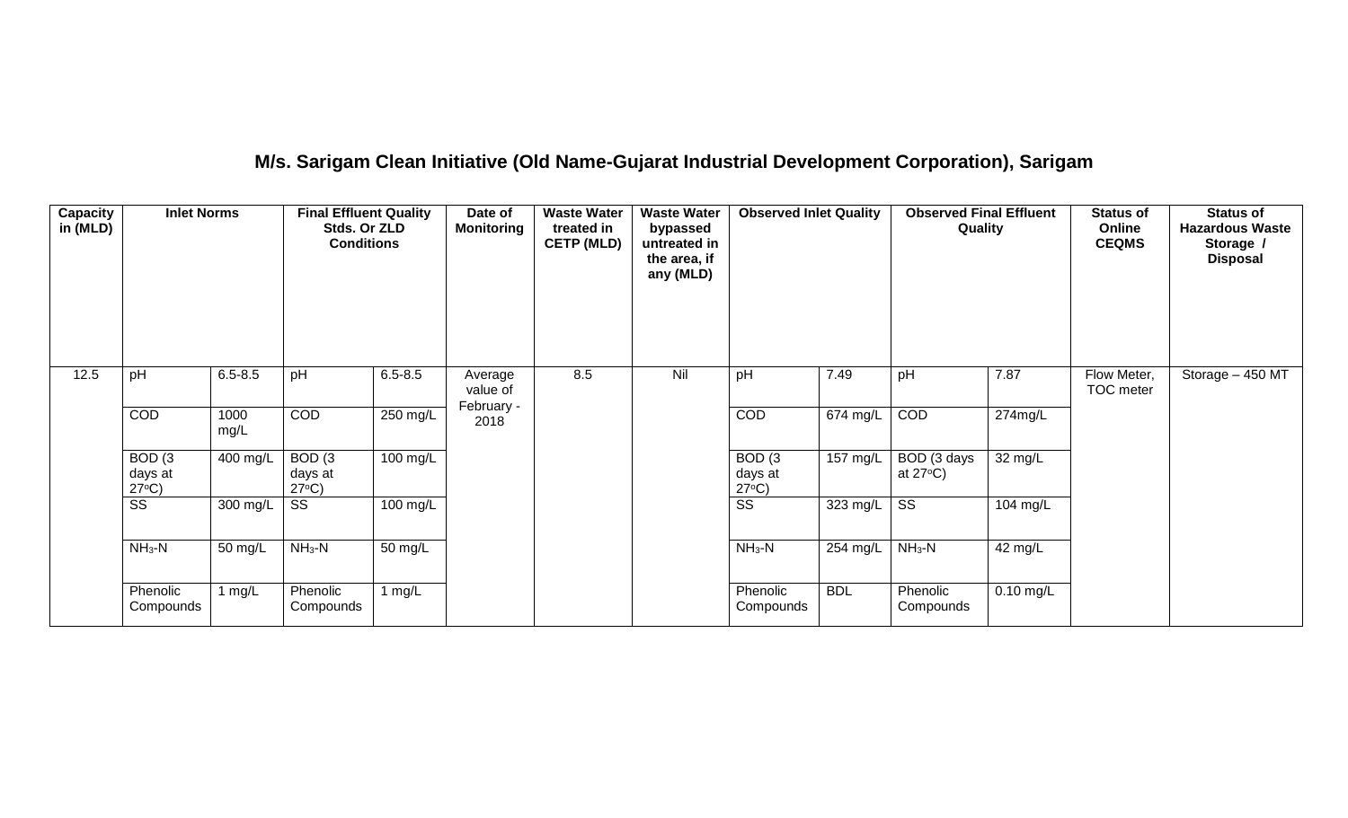# M/s. Sarigam Clean Initiative (Old Name-Gujarat Industrial Development Corporation), Sarigam

| Capacity in (MLD) | Inlet Norms | | Final Effluent Quality Stds. Or ZLD Conditions | | Date of Monitoring | Waste Water treated in CETP (MLD) | Waste Water bypassed untreated in the area, if any (MLD) | Observed Inlet Quality | | Observed Final Effluent Quality | | Status of Online CEQMS | Status of Hazardous Waste Storage / Disposal |
|---|---|---|---|---|---|---|---|---|---|---|---|---|---|
| 12.5 | pH | 6.5-8.5 | pH | 6.5-8.5 | Average value of February - 2018 | 8.5 | Nil | pH | 7.49 | pH | 7.87 | Flow Meter, TOC meter | Storage – 450 MT |
| | COD | 1000 mg/L | COD | 250 mg/L | | | | COD | 674 mg/L | COD | 274mg/L | | |
| | BOD (3 days at 27°C) | 400 mg/L | BOD (3 days at 27°C) | 100 mg/L | | | | BOD (3 days at 27°C) | 157 mg/L | BOD (3 days at 27°C) | 32 mg/L | | |
| | SS | 300 mg/L | SS | 100 mg/L | | | | SS | 323 mg/L | SS | 104 mg/L | | |
| | $NH_3$-N | 50 mg/L | $NH_3$-N | 50 mg/L | | | | $NH_3$-N | 254 mg/L | $NH_3$-N | 42 mg/L | | |
| | Phenolic Compounds | 1 mg/L | Phenolic Compounds | 1 mg/L | | | | Phenolic Compounds | BDL | Phenolic Compounds | 0.10 mg/L | | |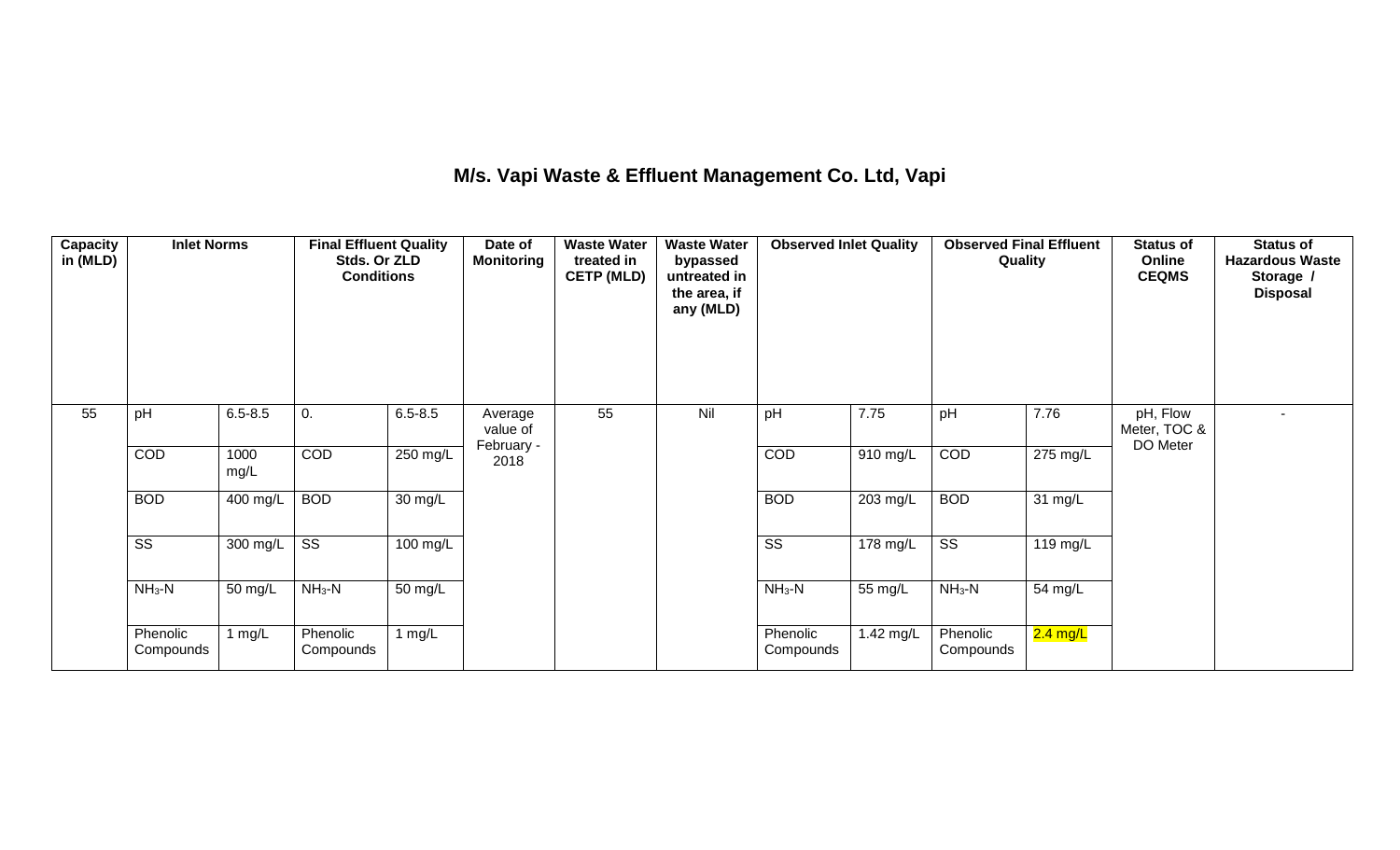# M/s. Vapi Waste & Effluent Management Co. Ltd, Vapi

| Capacity in (MLD) | Inlet Norms | | Final Effluent Quality Stds. Or ZLD Conditions | | Date of Monitoring | Waste Water treated in CETP (MLD) | Waste Water bypassed untreated in the area, if any (MLD) | Observed Inlet Quality | | Observed Final Effluent Quality | | Status of Online CEQMS | Status of Hazardous Waste Storage / Disposal |
|---|---|---|---|---|---|---|---|---|---|---|---|---|---|
| 55 | pH | 6.5-8.5 | 0. | 6.5-8.5 | Average value of February - 2018 | 55 | Nil | pH | 7.75 | pH | 7.76 | pH, Flow Meter, TOC & DO Meter | - |
| | COD | 1000 mg/L | COD | 250 mg/L | | | | COD | 910 mg/L | COD | 275 mg/L | | |
| | BOD | 400 mg/L | BOD | 30 mg/L | | | | BOD | 203 mg/L | BOD | 31 mg/L | | |
| | SS | 300 mg/L | SS | 100 mg/L | | | | SS | 178 mg/L | SS | 119 mg/L | | |
| | $NH_3$-N | 50 mg/L | $NH_3$-N | 50 mg/L | | | | $NH_3$-N | 55 mg/L | $NH_3$-N | 54 mg/L | | |
| | Phenolic Compounds | 1 mg/L | Phenolic Compounds | 1 mg/L | | | | Phenolic Compounds | 1.42 mg/L | Phenolic Compounds | 2.4 mg/L | | |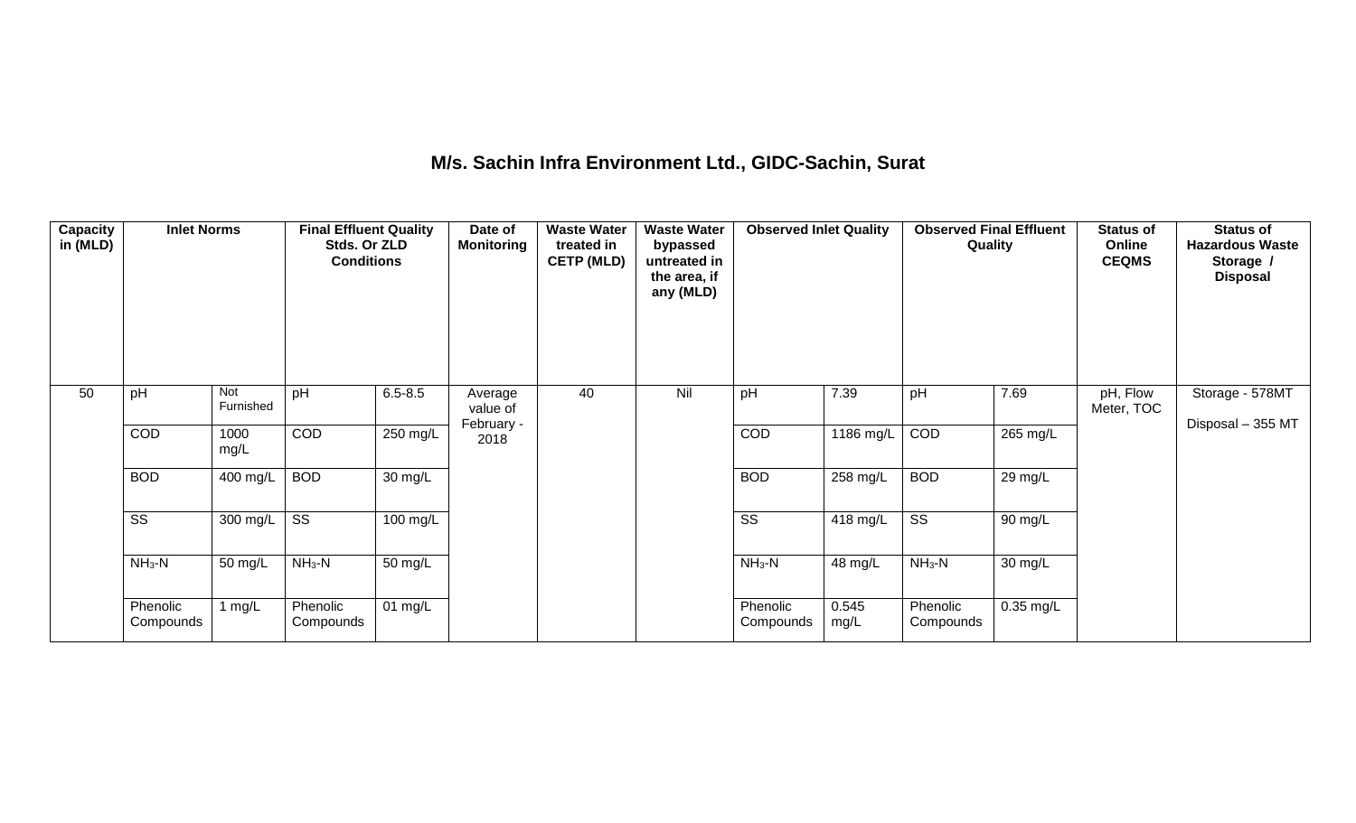## M/s. Sachin Infra Environment Ltd., GIDC-Sachin, Surat

| Capacity in (MLD) | Inlet Norms | | Final Effluent Quality Stds. Or ZLD Conditions | | Date of Monitoring | Waste Water treated in CETP (MLD) | Waste Water bypassed untreated in the area, if any (MLD) | Observed Inlet Quality | | Observed Final Effluent Quality | | Status of Online CEQMS | Status of Hazardous Waste Storage / Disposal |
|---|---|---|---|---|---|---|---|---|---|---|---|---|---|
| 50 | pH | Not Furnished | pH | 6.5-8.5 | Average value of February - 2018 | 40 | Nil | pH | 7.39 | pH | 7.69 | pH, Flow Meter, TOC | Storage - 578MT<br>Disposal – 355 MT |
| | COD | 1000 mg/L | COD | 250 mg/L | | | | COD | 1186 mg/L | COD | 265 mg/L | | |
| | BOD | 400 mg/L | BOD | 30 mg/L | | | | BOD | 258 mg/L | BOD | 29 mg/L | | |
| | SS | 300 mg/L | SS | 100 mg/L | | | | SS | 418 mg/L | SS | 90 mg/L | | |
| | $NH_3$-N | 50 mg/L | $NH_3$-N | 50 mg/L | | | | $NH_3$-N | 48 mg/L | $NH_3$-N | 30 mg/L | | |
| | Phenolic Compounds | 1 mg/L | Phenolic Compounds | 01 mg/L | | | | Phenolic Compounds | 0.545 mg/L | Phenolic Compounds | 0.35 mg/L | | |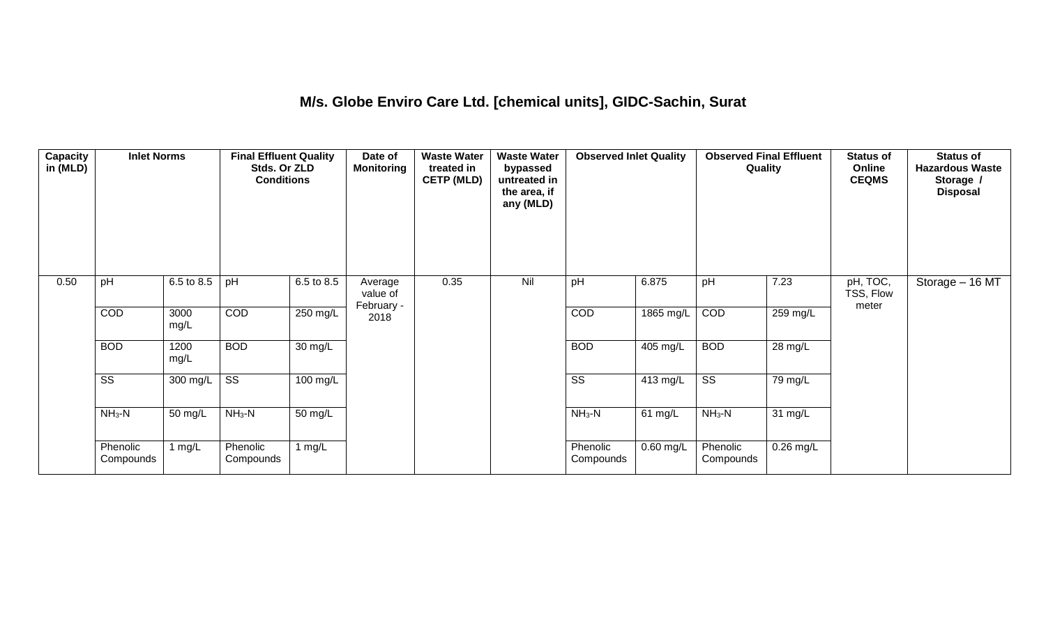## M/s. Globe Enviro Care Ltd. [chemical units], GIDC-Sachin, Surat

| Capacity in (MLD) | Inlet Norms | | Final Effluent Quality Stds. Or ZLD Conditions | | Date of Monitoring | Waste Water treated in CETP (MLD) | Waste Water bypassed untreated in the area, if any (MLD) | Observed Inlet Quality | | Observed Final Effluent Quality | | Status of Online CEQMS | Status of Hazardous Waste Storage / Disposal |
|---|---|---|---|---|---|---|---|---|---|---|---|---|---|
| 0.50 | pH | 6.5 to 8.5 | pH | 6.5 to 8.5 | Average value of February - 2018 | 0.35 | Nil | pH | 6.875 | pH | 7.23 | pH, TOC, TSS, Flow meter | Storage – 16 MT |
| | COD | 3000 mg/L | COD | 250 mg/L | | | | COD | 1865 mg/L | COD | 259 mg/L | | |
| | BOD | 1200 mg/L | BOD | 30 mg/L | | | | BOD | 405 mg/L | BOD | 28 mg/L | | |
| | SS | 300 mg/L | SS | 100 mg/L | | | | SS | 413 mg/L | SS | 79 mg/L | | |
| | $NH_3$-N | 50 mg/L | $NH_3$-N | 50 mg/L | | | | $NH_3$-N | 61 mg/L | $NH_3$-N | 31 mg/L | | |
| | Phenolic Compounds | 1 mg/L | Phenolic Compounds | 1 mg/L | | | | Phenolic Compounds | 0.60 mg/L | Phenolic Compounds | 0.26 mg/L | | |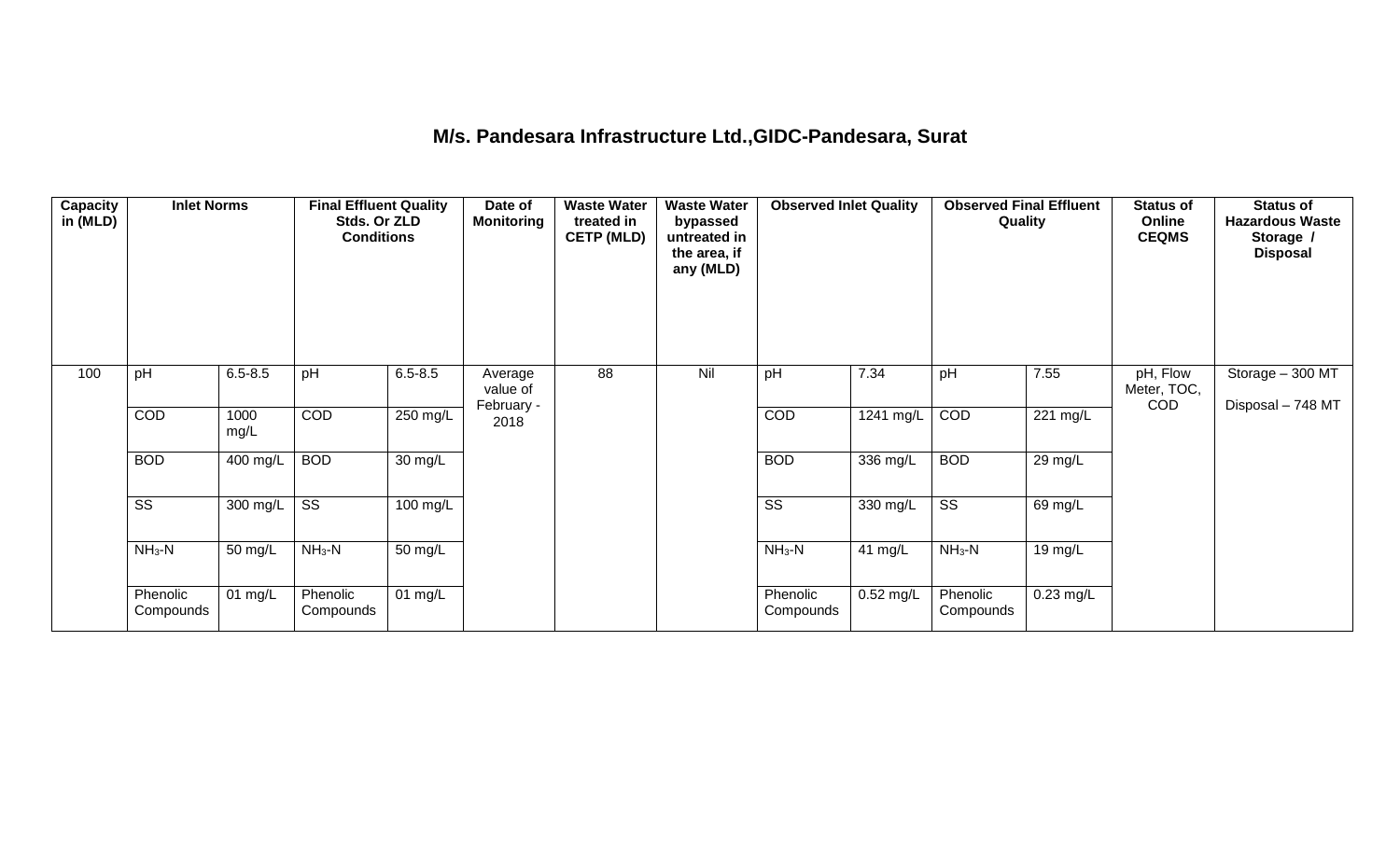## M/s. Pandesara Infrastructure Ltd.,GIDC-Pandesara, Surat

| Capacity in (MLD) | Inlet Norms | | Final Effluent Quality Stds. Or ZLD Conditions | | Date of Monitoring | Waste Water treated in CETP (MLD) | Waste Water bypassed untreated in the area, if any (MLD) | Observed Inlet Quality | | Observed Final Effluent Quality | | Status of Online CEQMS | Status of Hazardous Waste Storage / Disposal |
|---|---|---|---|---|---|---|---|---|---|---|---|---|---|
| 100 | pH | 6.5-8.5 | pH | 6.5-8.5 | Average value of February - 2018 | 88 | Nil | pH | 7.34 | pH | 7.55 | pH, Flow Meter, TOC, COD | Storage – 300 MT<br>Disposal – 748 MT |
| | COD | 1000 mg/L | COD | 250 mg/L | | | | COD | 1241 mg/L | COD | 221 mg/L | | |
| | BOD | 400 mg/L | BOD | 30 mg/L | | | | BOD | 336 mg/L | BOD | 29 mg/L | | |
| | SS | 300 mg/L | SS | 100 mg/L | | | | SS | 330 mg/L | SS | 69 mg/L | | |
| | $NH_3$-N | 50 mg/L | $NH_3$-N | 50 mg/L | | | | $NH_3$-N | 41 mg/L | $NH_3$-N | 19 mg/L | | |
| | Phenolic Compounds | 01 mg/L | Phenolic Compounds | 01 mg/L | | | | Phenolic Compounds | 0.52 mg/L | Phenolic Compounds | 0.23 mg/L | | |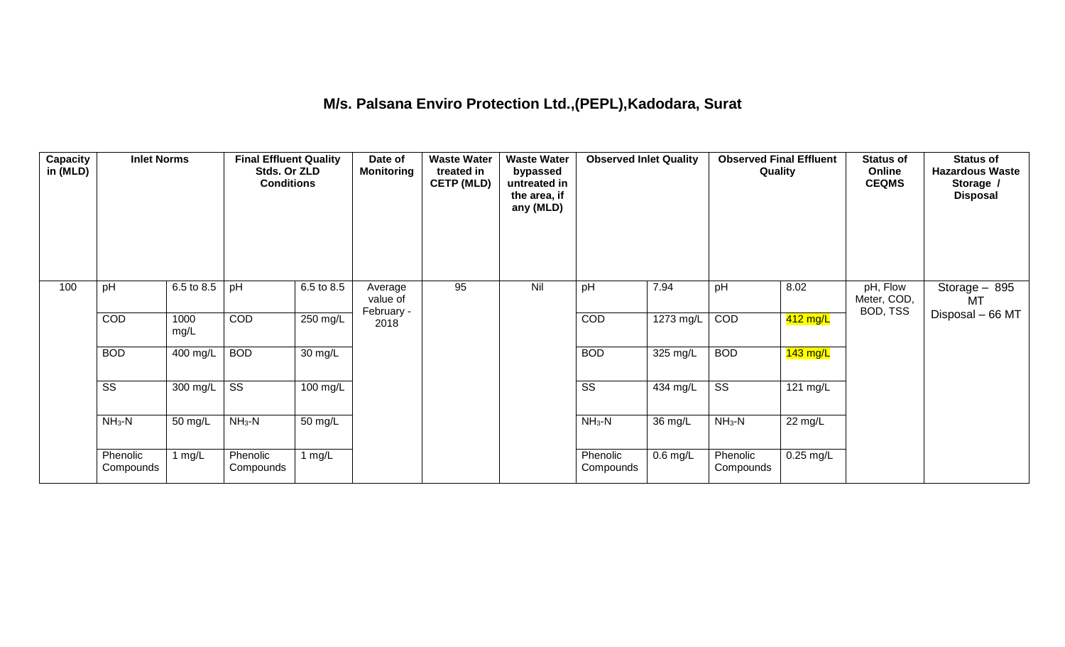# M/s. Palsana Enviro Protection Ltd.,(PEPL),Kadodara, Surat

| Capacity in (MLD) | Inlet Norms | | Final Effluent Quality Stds. Or ZLD Conditions | | Date of Monitoring | Waste Water treated in CETP (MLD) | Waste Water bypassed untreated in the area, if any (MLD) | Observed Inlet Quality | | Observed Final Effluent Quality | | Status of Online CEQMS | Status of Hazardous Waste Storage / Disposal |
|---|---|---|---|---|---|---|---|---|---|---|---|---|---|
| 100 | pH | 6.5 to 8.5 | pH | 6.5 to 8.5 | Average value of February - 2018 | 95 | Nil | pH | 7.94 | pH | 8.02 | pH, Flow Meter, COD, BOD, TSS | Storage – 895 MT<br>Disposal – 66 MT |
| | COD | 1000 mg/L | COD | 250 mg/L | | | | COD | 1273 mg/L | COD | 412 mg/L | | |
| | BOD | 400 mg/L | BOD | 30 mg/L | | | | BOD | 325 mg/L | BOD | 143 mg/L | | |
| | SS | 300 mg/L | SS | 100 mg/L | | | | SS | 434 mg/L | SS | 121 mg/L | | |
| | $NH_3$-N | 50 mg/L | $NH_3$-N | 50 mg/L | | | | $NH_3$-N | 36 mg/L | $NH_3$-N | 22 mg/L | | |
| | Phenolic Compounds | 1 mg/L | Phenolic Compounds | 1 mg/L | | | | Phenolic Compounds | 0.6 mg/L | Phenolic Compounds | 0.25 mg/L | | |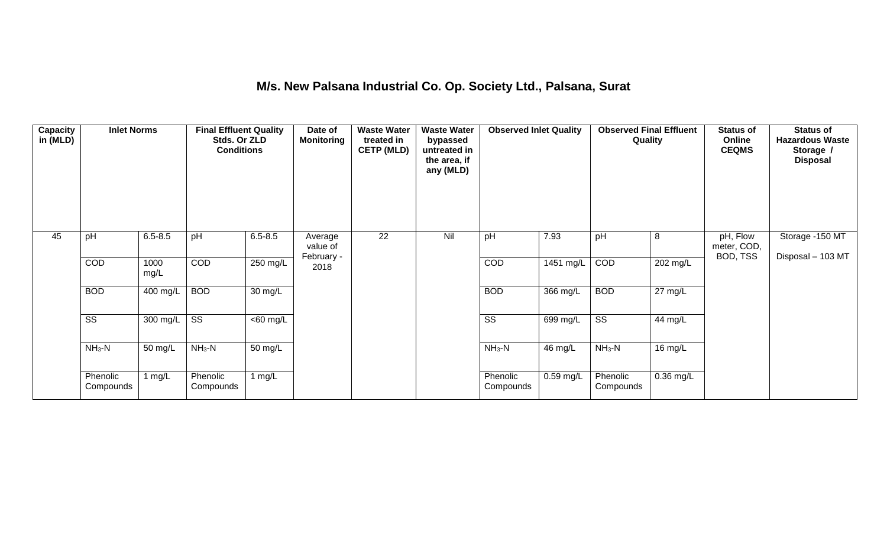## M/s. New Palsana Industrial Co. Op. Society Ltd., Palsana, Surat

| Capacity in (MLD) | Inlet Norms | | Final Effluent Quality Stds. Or ZLD Conditions | | Date of Monitoring | Waste Water treated in CETP (MLD) | Waste Water bypassed untreated in the area, if any (MLD) | Observed Inlet Quality | | Observed Final Effluent Quality | | Status of Online CEQMS | Status of Hazardous Waste Storage / Disposal |
|---|---|---|---|---|---|---|---|---|---|---|---|---|---|
| 45 | pH | 6.5-8.5 | pH | 6.5-8.5 | Average value of February - 2018 | 22 | Nil | pH | 7.93 | pH | 8 | pH, Flow meter, COD, BOD, TSS | Storage -150 MT Disposal – 103 MT |
| | COD | 1000 mg/L | COD | 250 mg/L | | | | COD | 1451 mg/L | COD | 202 mg/L | | |
| | BOD | 400 mg/L | BOD | 30 mg/L | | | | BOD | 366 mg/L | BOD | 27 mg/L | | |
| | SS | 300 mg/L | SS | <60 mg/L | | | | SS | 699 mg/L | SS | 44 mg/L | | |
| | $NH_3$-N | 50 mg/L | $NH_3$-N | 50 mg/L | | | | $NH_3$-N | 46 mg/L | $NH_3$-N | 16 mg/L | | |
| | Phenolic Compounds | 1 mg/L | Phenolic Compounds | 1 mg/L | | | | Phenolic Compounds | 0.59 mg/L | Phenolic Compounds | 0.36 mg/L | | |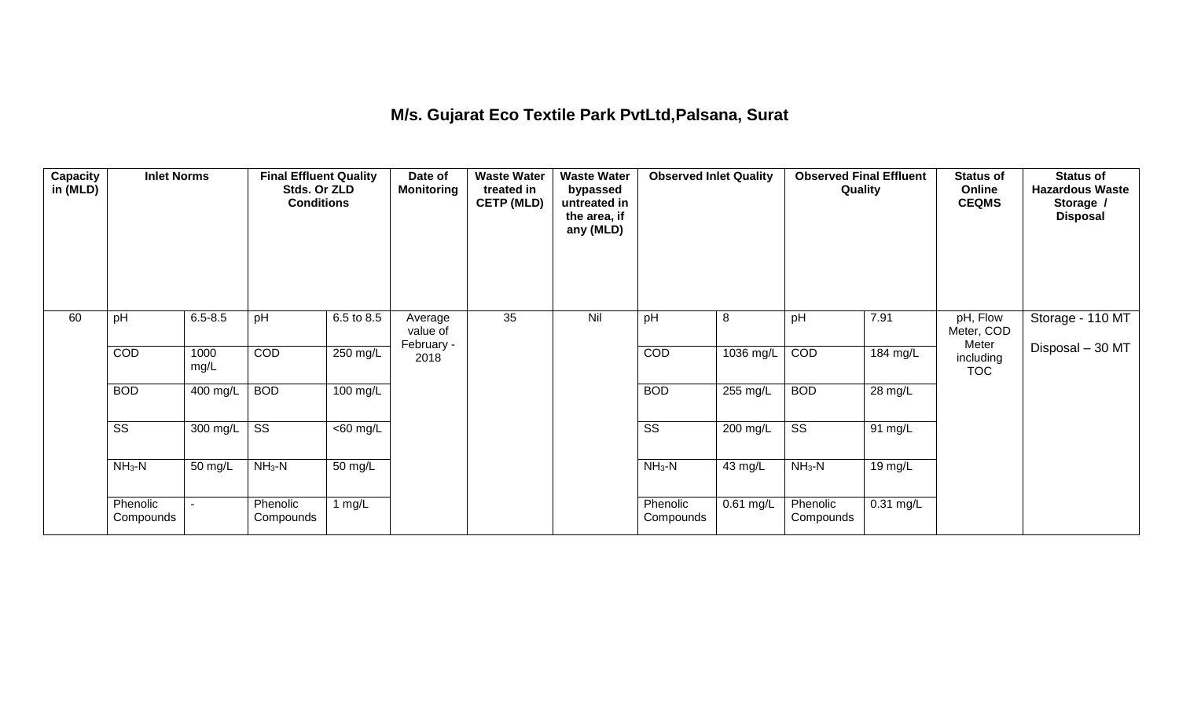## M/s. Gujarat Eco Textile Park PvtLtd,Palsana, Surat

| Capacity in (MLD) | Inlet Norms | | Final Effluent Quality Stds. Or ZLD Conditions | | Date of Monitoring | Waste Water treated in CETP (MLD) | Waste Water bypassed untreated in the area, if any (MLD) | Observed Inlet Quality | | Observed Final Effluent Quality | | Status of Online CEQMS | Status of Hazardous Waste Storage / Disposal |
|---|---|---|---|---|---|---|---|---|---|---|---|---|---|
| 60 | pH | 6.5-8.5 | pH | 6.5 to 8.5 | Average value of February - 2018 | 35 | Nil | pH | 8 | pH | 7.91 | pH, Flow Meter, COD Meter including TOC | Storage - 110 MT<br>Disposal – 30 MT |
| | COD | 1000 mg/L | COD | 250 mg/L | | | | COD | 1036 mg/L | COD | 184 mg/L | | |
| | BOD | 400 mg/L | BOD | 100 mg/L | | | | BOD | 255 mg/L | BOD | 28 mg/L | | |
| | SS | 300 mg/L | SS | <60 mg/L | | | | SS | 200 mg/L | SS | 91 mg/L | | |
| | $NH_3$-N | 50 mg/L | $NH_3$-N | 50 mg/L | | | | $NH_3$-N | 43 mg/L | $NH_3$-N | 19 mg/L | | |
| | Phenolic Compounds | - | Phenolic Compounds | 1 mg/L | | | | Phenolic Compounds | 0.61 mg/L | Phenolic Compounds | 0.31 mg/L | | |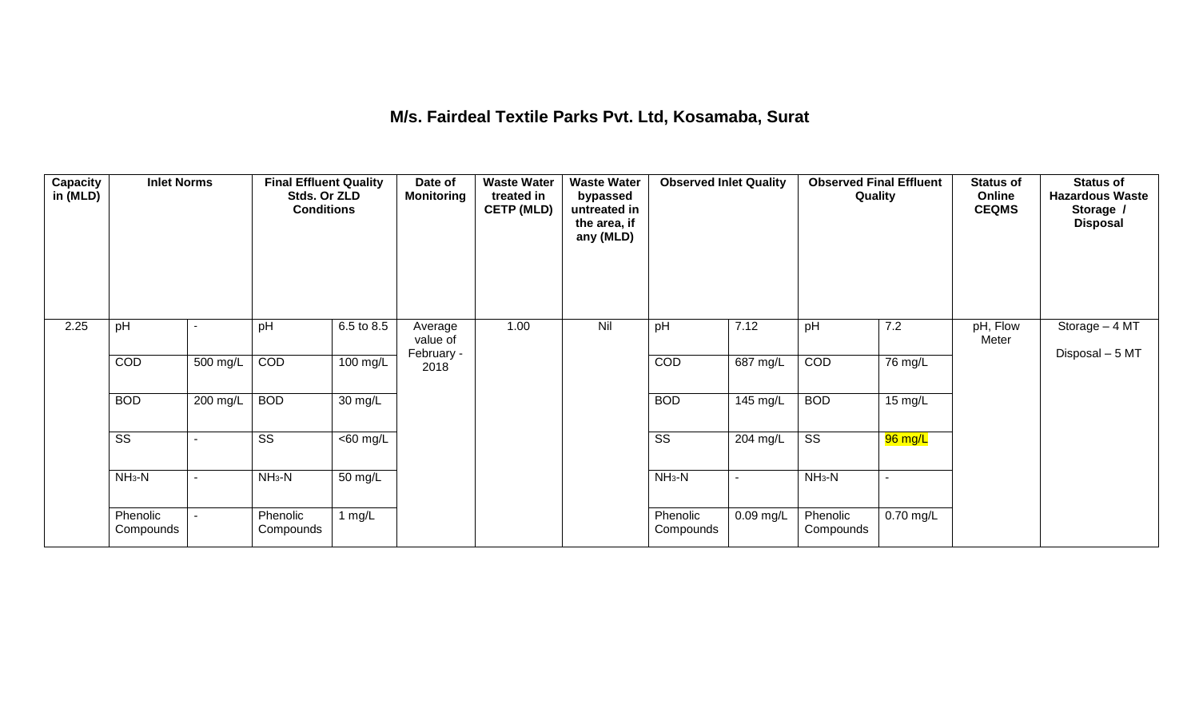## M/s. Fairdeal Textile Parks Pvt. Ltd, Kosamaba, Surat

| Capacity in (MLD) | Inlet Norms | | Final Effluent Quality Stds. Or ZLD Conditions | | Date of Monitoring | Waste Water treated in CETP (MLD) | Waste Water bypassed untreated in the area, if any (MLD) | Observed Inlet Quality | | Observed Final Effluent Quality | | Status of Online CEQMS | Status of Hazardous Waste Storage / Disposal |
|---|---|---|---|---|---|---|---|---|---|---|---|---|---|
| 2.25 | pH | - | pH | 6.5 to 8.5 | Average value of February - 2018 | 1.00 | Nil | pH | 7.12 | pH | 7.2 | pH, Flow Meter | Storage – 4 MT Disposal – 5 MT |
| | COD | 500 mg/L | COD | 100 mg/L | | | | COD | 687 mg/L | COD | 76 mg/L | | |
| | BOD | 200 mg/L | BOD | 30 mg/L | | | | BOD | 145 mg/L | BOD | 15 mg/L | | |
| | SS | - | SS | <60 mg/L | | | | SS | 204 mg/L | SS | 96 mg/L | | |
| | $NH_3$-N | - | $NH_3$-N | 50 mg/L | | | | $NH_3$-N | - | $NH_3$-N | - | | |
| | Phenolic Compounds | - | Phenolic Compounds | 1 mg/L | | | | Phenolic Compounds | 0.09 mg/L | Phenolic Compounds | 0.70 mg/L | | |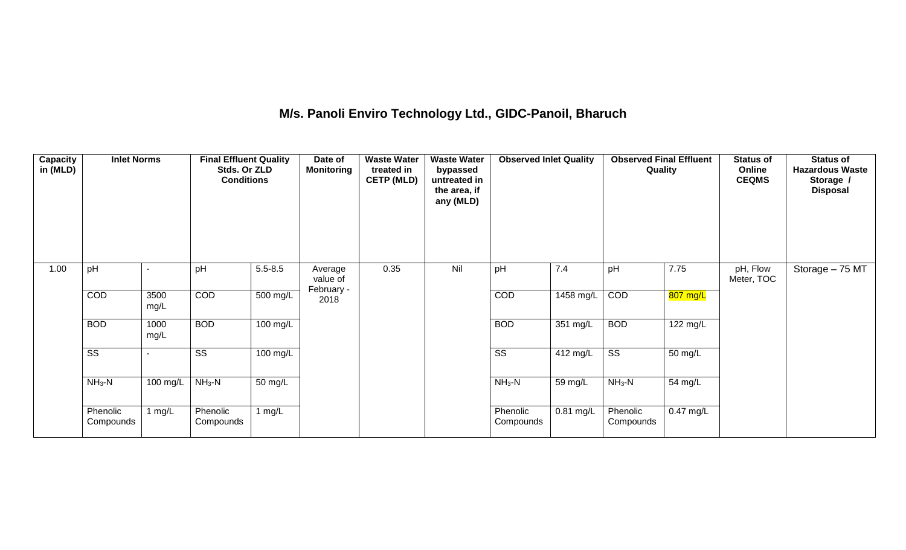## M/s. Panoli Enviro Technology Ltd., GIDC-Panoil, Bharuch

| Capacity in (MLD) | Inlet Norms | | Final Effluent Quality Stds. Or ZLD Conditions | | Date of Monitoring | Waste Water treated in CETP (MLD) | Waste Water bypassed untreated in the area, if any (MLD) | Observed Inlet Quality | | Observed Final Effluent Quality | | Status of Online CEQMS | Status of Hazardous Waste Storage / Disposal |
|---|---|---|---|---|---|---|---|---|---|---|---|---|---|
| 1.00 | pH | - | pH | 5.5-8.5 | Average value of February - 2018 | 0.35 | Nil | pH | 7.4 | pH | 7.75 | pH, Flow Meter, TOC | Storage – 75 MT |
| | COD | 3500 mg/L | COD | 500 mg/L | | | | COD | 1458 mg/L | COD | 807 mg/L | | |
| | BOD | 1000 mg/L | BOD | 100 mg/L | | | | BOD | 351 mg/L | BOD | 122 mg/L | | |
| | SS | - | SS | 100 mg/L | | | | SS | 412 mg/L | SS | 50 mg/L | | |
| | $NH_3$-N | 100 mg/L | $NH_3$-N | 50 mg/L | | | | $NH_3$-N | 59 mg/L | $NH_3$-N | 54 mg/L | | |
| | Phenolic Compounds | 1 mg/L | Phenolic Compounds | 1 mg/L | | | | Phenolic Compounds | 0.81 mg/L | Phenolic Compounds | 0.47 mg/L | | |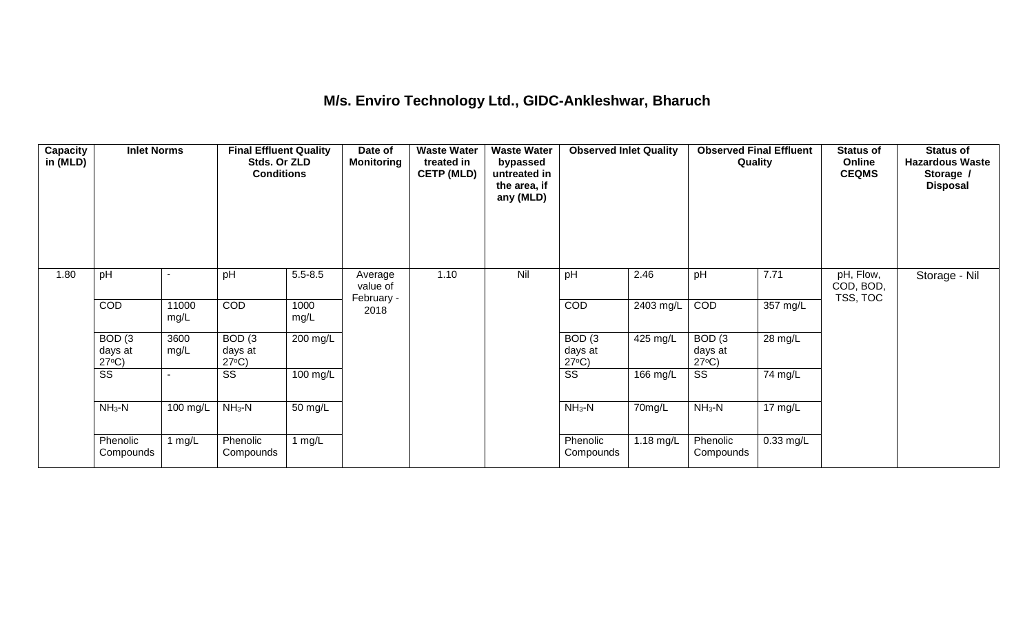## M/s. Enviro Technology Ltd., GIDC-Ankleshwar, Bharuch

| Capacity in (MLD) | Inlet Norms | | Final Effluent Quality Stds. Or ZLD Conditions | | Date of Monitoring | Waste Water treated in CETP (MLD) | Waste Water bypassed untreated in the area, if any (MLD) | Observed Inlet Quality | | Observed Final Effluent Quality | | Status of Online CEQMS | Status of Hazardous Waste Storage / Disposal |
|---|---|---|---|---|---|---|---|---|---|---|---|---|---|
| 1.80 | pH | - | pH | 5.5-8.5 | Average value of February - 2018 | 1.10 | Nil | pH | 2.46 | pH | 7.71 | pH, Flow, COD, BOD, TSS, TOC | Storage - Nil |
| | COD | 11000 mg/L | COD | 1000 mg/L | | | | COD | 2403 mg/L | COD | 357 mg/L | | |
| | BOD (3 days at 27°C) | 3600 mg/L | BOD (3 days at 27°C) | 200 mg/L | | | | BOD (3 days at 27°C) | 425 mg/L | BOD (3 days at 27°C) | 28 mg/L | | |
| | SS | - | SS | 100 mg/L | | | | SS | 166 mg/L | SS | 74 mg/L | | |
| | $NH_3$-N | 100 mg/L | $NH_3$-N | 50 mg/L | | | | $NH_3$-N | 70mg/L | $NH_3$-N | 17 mg/L | | |
| | Phenolic Compounds | 1 mg/L | Phenolic Compounds | 1 mg/L | | | | Phenolic Compounds | 1.18 mg/L | Phenolic Compounds | 0.33 mg/L | | |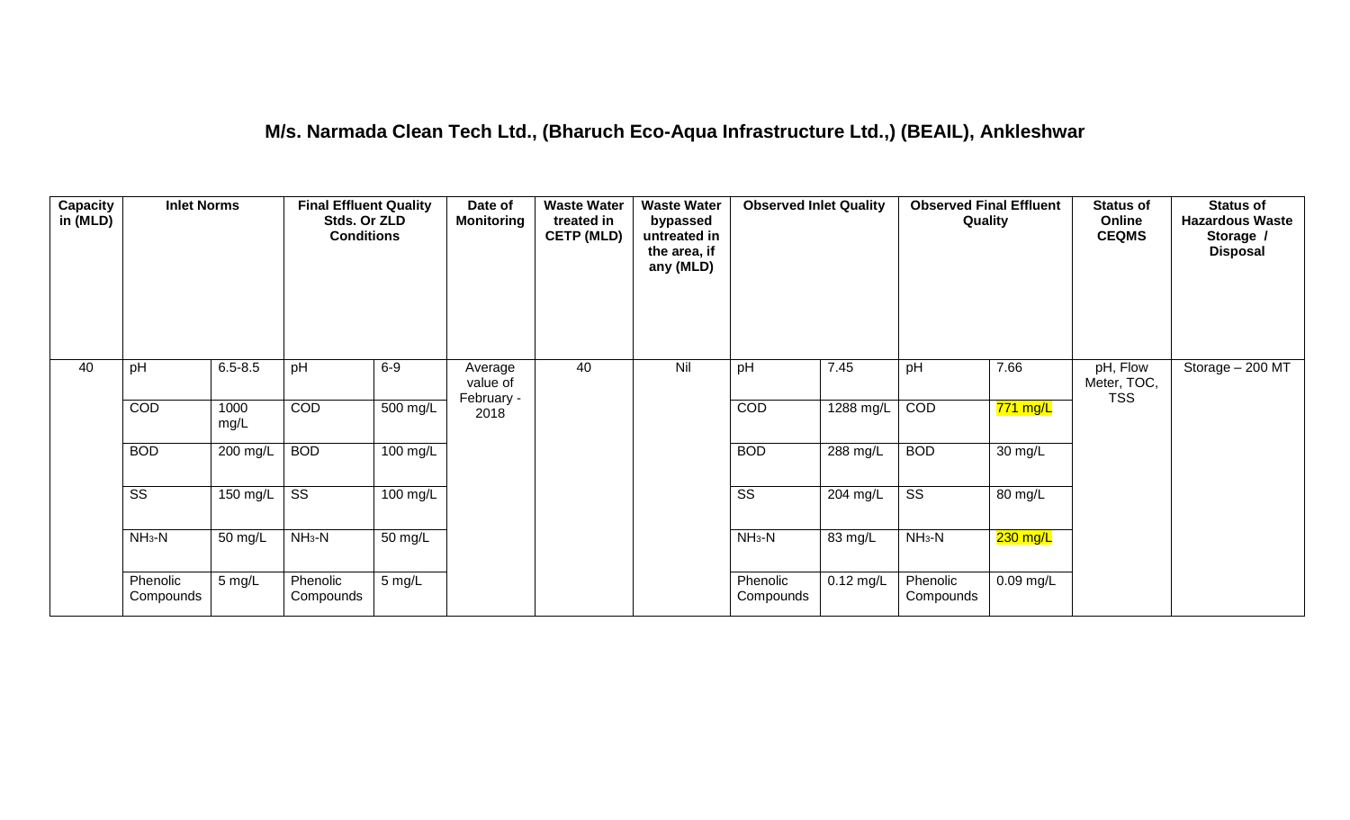## M/s. Narmada Clean Tech Ltd., (Bharuch Eco-Aqua Infrastructure Ltd.,) (BEAIL), Ankleshwar

| Capacity in (MLD) | Inlet Norms | | Final Effluent Quality Stds. Or ZLD Conditions | | Date of Monitoring | Waste Water treated in CETP (MLD) | Waste Water bypassed untreated in the area, if any (MLD) | Observed Inlet Quality | | Observed Final Effluent Quality | | Status of Online CEQMS | Status of Hazardous Waste Storage / Disposal |
|---|---|---|---|---|---|---|---|---|---|---|---|---|---|
| 40 | pH | 6.5-8.5 | pH | 6-9 | Average value of February - 2018 | 40 | Nil | pH | 7.45 | pH | 7.66 | pH, Flow Meter, TOC, TSS | Storage – 200 MT |
| | COD | 1000 mg/L | COD | 500 mg/L | | | | COD | 1288 mg/L | COD | 771 mg/L | | |
| | BOD | 200 mg/L | BOD | 100 mg/L | | | | BOD | 288 mg/L | BOD | 30 mg/L | | |
| | SS | 150 mg/L | SS | 100 mg/L | | | | SS | 204 mg/L | SS | 80 mg/L | | |
| | $NH_3$-N | 50 mg/L | $NH_3$-N | 50 mg/L | | | | $NH_3$-N | 83 mg/L | $NH_3$-N | 230 mg/L | | |
| | Phenolic Compounds | 5 mg/L | Phenolic Compounds | 5 mg/L | | | | Phenolic Compounds | 0.12 mg/L | Phenolic Compounds | 0.09 mg/L | | |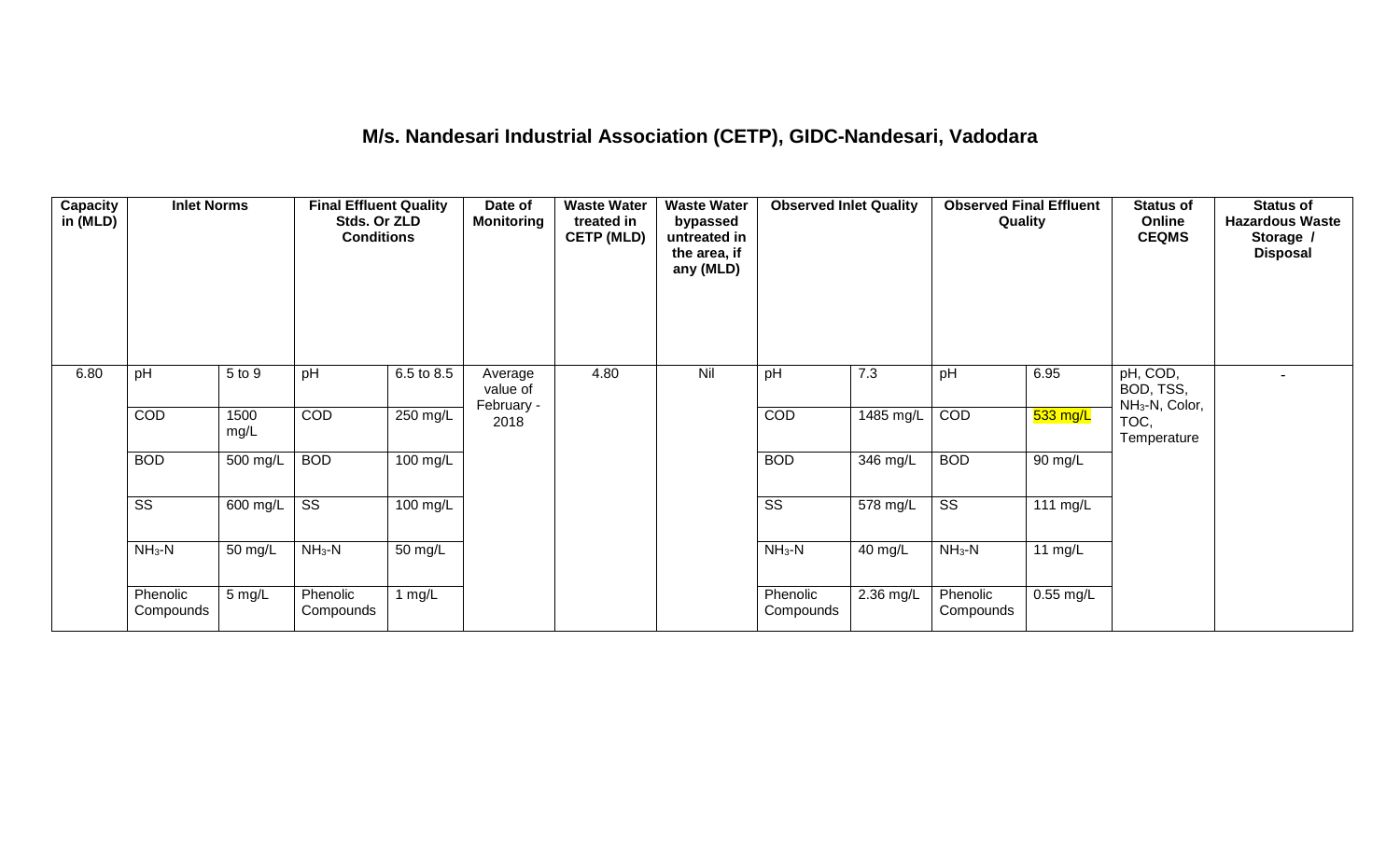## M/s. Nandesari Industrial Association (CETP), GIDC-Nandesari, Vadodara

| Capacity in (MLD) | Inlet Norms | | Final Effluent Quality Stds. Or ZLD Conditions | | Date of Monitoring | Waste Water treated in CETP (MLD) | Waste Water bypassed untreated in the area, if any (MLD) | Observed Inlet Quality | | Observed Final Effluent Quality | | Status of Online CEQMS | Status of Hazardous Waste Storage / Disposal |
|---|---|---|---|---|---|---|---|---|---|---|---|---|---|
| 6.80 | pH | 5 to 9 | pH | 6.5 to 8.5 | Average value of February - 2018 | 4.80 | Nil | pH | 7.3 | pH | 6.95 | pH, COD, BOD, TSS, $NH_3$-N, Color, TOC, Temperature | - |
| | COD | 1500 mg/L | COD | 250 mg/L | | | | COD | 1485 mg/L | COD | 533 mg/L | | |
| | BOD | 500 mg/L | BOD | 100 mg/L | | | | BOD | 346 mg/L | BOD | 90 mg/L | | |
| | SS | 600 mg/L | SS | 100 mg/L | | | | SS | 578 mg/L | SS | 111 mg/L | | |
| | $NH_3$-N | 50 mg/L | $NH_3$-N | 50 mg/L | | | | $NH_3$-N | 40 mg/L | $NH_3$-N | 11 mg/L | | |
| | Phenolic Compounds | 5 mg/L | Phenolic Compounds | 1 mg/L | | | | Phenolic Compounds | 2.36 mg/L | Phenolic Compounds | 0.55 mg/L | | |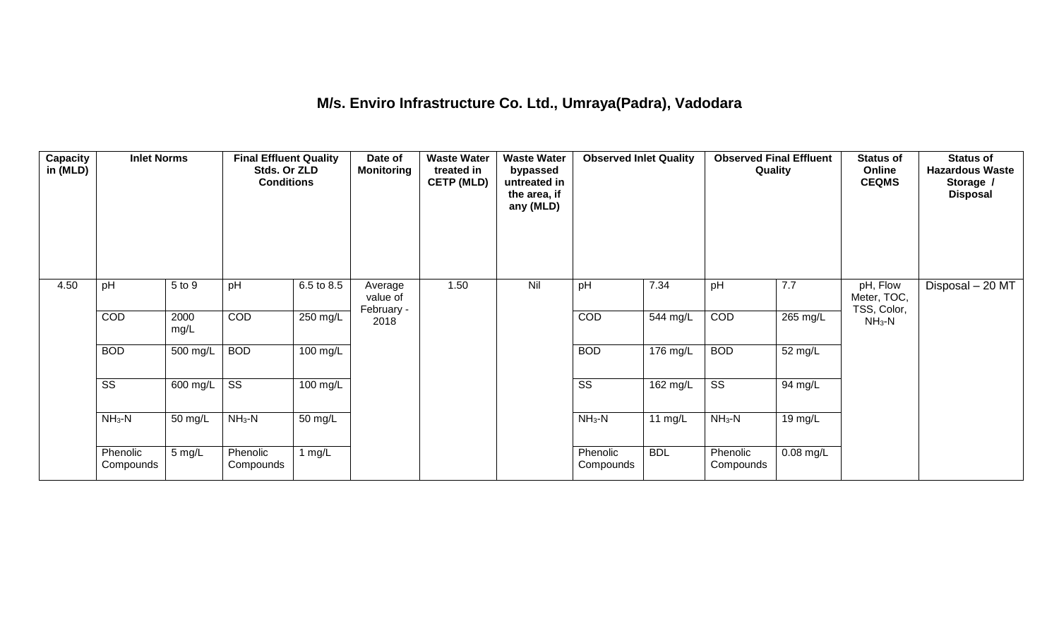## M/s. Enviro Infrastructure Co. Ltd., Umraya(Padra), Vadodara

| Capacity in (MLD) | Inlet Norms | | Final Effluent Quality Stds. Or ZLD Conditions | | Date of Monitoring | Waste Water treated in CETP (MLD) | Waste Water bypassed untreated in the area, if any (MLD) | Observed Inlet Quality | | Observed Final Effluent Quality | | Status of Online CEQMS | Status of Hazardous Waste Storage / Disposal |
|---|---|---|---|---|---|---|---|---|---|---|---|---|---|
| 4.50 | pH | 5 to 9 | pH | 6.5 to 8.5 | Average value of February - 2018 | 1.50 | Nil | pH | 7.34 | pH | 7.7 | pH, Flow Meter, TOC, TSS, Color, $NH_3$-N | Disposal – 20 MT |
| | COD | 2000 mg/L | COD | 250 mg/L | | | | COD | 544 mg/L | COD | 265 mg/L | | |
| | BOD | 500 mg/L | BOD | 100 mg/L | | | | BOD | 176 mg/L | BOD | 52 mg/L | | |
| | SS | 600 mg/L | SS | 100 mg/L | | | | SS | 162 mg/L | SS | 94 mg/L | | |
| | $NH_3$-N | 50 mg/L | $NH_3$-N | 50 mg/L | | | | $NH_3$-N | 11 mg/L | $NH_3$-N | 19 mg/L | | |
| | Phenolic Compounds | 5 mg/L | Phenolic Compounds | 1 mg/L | | | | Phenolic Compounds | BDL | Phenolic Compounds | 0.08 mg/L | | |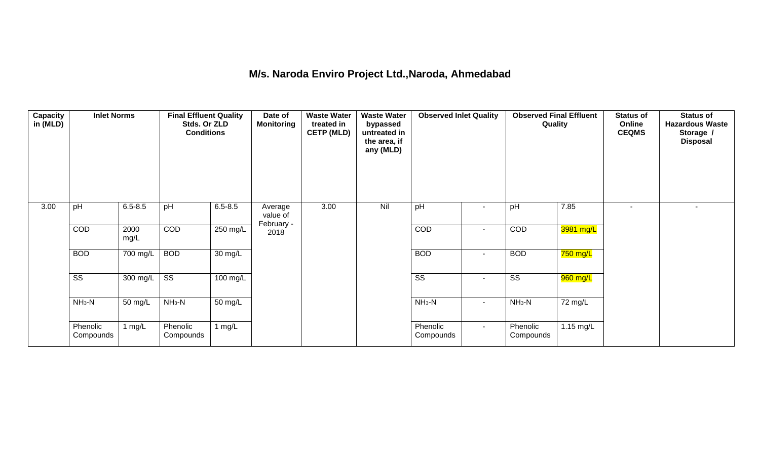# M/s. Naroda Enviro Project Ltd.,Naroda, Ahmedabad

| Capacity in (MLD) | Inlet Norms | | Final Effluent Quality Stds. Or ZLD Conditions | | Date of Monitoring | Waste Water treated in CETP (MLD) | Waste Water bypassed untreated in the area, if any (MLD) | Observed Inlet Quality | | Observed Final Effluent Quality | | Status of Online CEQMS | Status of Hazardous Waste Storage / Disposal |
|---|---|---|---|---|---|---|---|---|---|---|---|---|---|
| 3.00 | pH | 6.5-8.5 | pH | 6.5-8.5 | Average value of February - 2018 | 3.00 | Nil | pH | - | pH | 7.85 | - | - |
| | COD | 2000 mg/L | COD | 250 mg/L | | | | COD | - | COD | 3981 mg/L | | |
| | BOD | 700 mg/L | BOD | 30 mg/L | | | | BOD | - | BOD | 750 mg/L | | |
| | SS | 300 mg/L | SS | 100 mg/L | | | | SS | - | SS | 960 mg/L | | |
| | $NH_3$-N | 50 mg/L | $NH_3$-N | 50 mg/L | | | | $NH_3$-N | - | $NH_3$-N | 72 mg/L | | |
| | Phenolic Compounds | 1 mg/L | Phenolic Compounds | 1 mg/L | | | | Phenolic Compounds | - | Phenolic Compounds | 1.15 mg/L | | |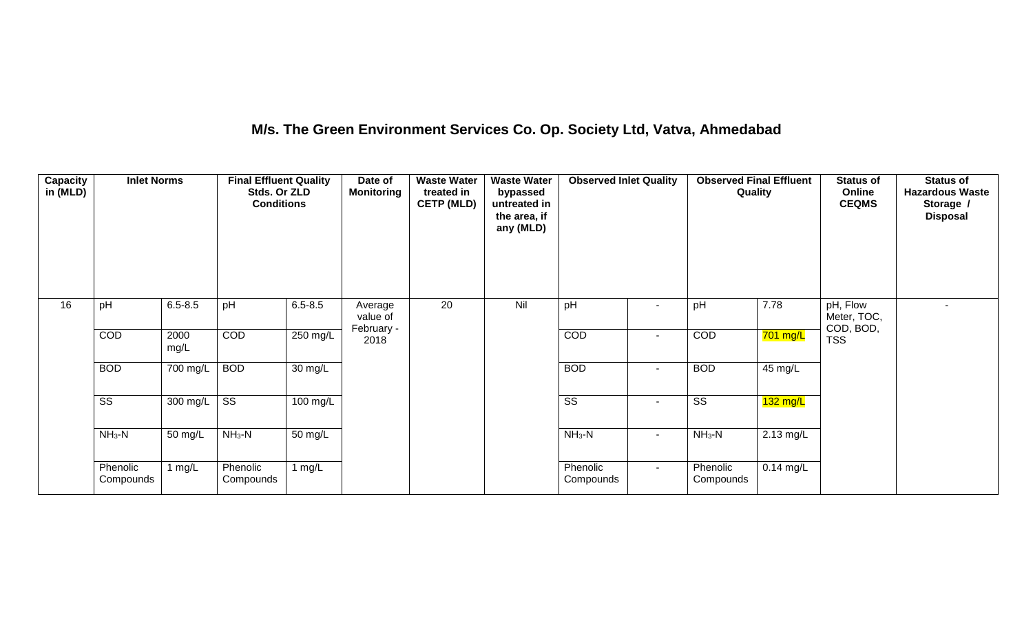## M/s. The Green Environment Services Co. Op. Society Ltd, Vatva, Ahmedabad

| Capacity in (MLD) | Inlet Norms | | Final Effluent Quality Stds. Or ZLD Conditions | | Date of Monitoring | Waste Water treated in CETP (MLD) | Waste Water bypassed untreated in the area, if any (MLD) | Observed Inlet Quality | | Observed Final Effluent Quality | | Status of Online CEQMS | Status of Hazardous Waste Storage / Disposal |
|---|---|---|---|---|---|---|---|---|---|---|---|---|---|
| 16 | pH | 6.5-8.5 | pH | 6.5-8.5 | Average value of February - 2018 | 20 | Nil | pH | - | pH | 7.78 | pH, Flow Meter, TOC, COD, BOD, TSS | - |
| | COD | 2000 mg/L | COD | 250 mg/L | | | | COD | - | COD | 701 mg/L | | |
| | BOD | 700 mg/L | BOD | 30 mg/L | | | | BOD | - | BOD | 45 mg/L | | |
| | SS | 300 mg/L | SS | 100 mg/L | | | | SS | - | SS | 132 mg/L | | |
| | $NH_3$-N | 50 mg/L | $NH_3$-N | 50 mg/L | | | | $NH_3$-N | - | $NH_3$-N | 2.13 mg/L | | |
| | Phenolic Compounds | 1 mg/L | Phenolic Compounds | 1 mg/L | | | | Phenolic Compounds | - | Phenolic Compounds | 0.14 mg/L | | |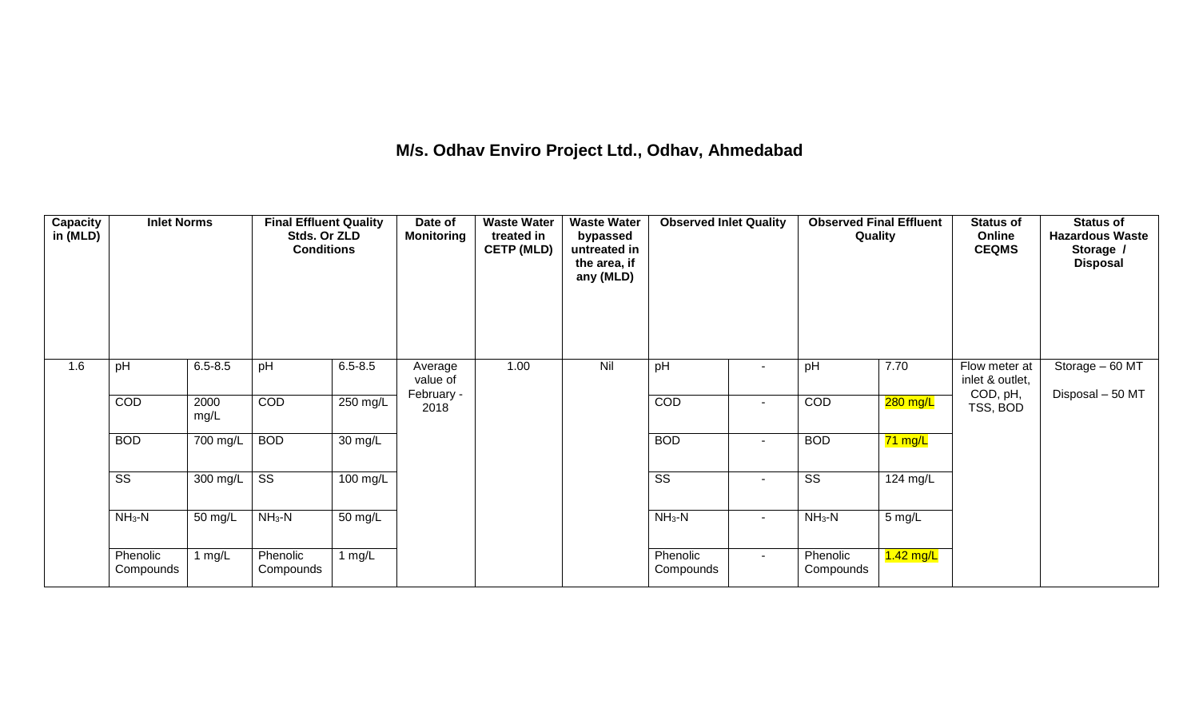# M/s. Odhav Enviro Project Ltd., Odhav, Ahmedabad

| Capacity in (MLD) | Inlet Norms | | Final Effluent Quality Stds. Or ZLD Conditions | | Date of Monitoring | Waste Water treated in CETP (MLD) | Waste Water bypassed untreated in the area, if any (MLD) | Observed Inlet Quality | | Observed Final Effluent Quality | | Status of Online CEQMS | Status of Hazardous Waste Storage / Disposal |
|---|---|---|---|---|---|---|---|---|---|---|---|---|---|
| 1.6 | pH | 6.5-8.5 | pH | 6.5-8.5 | Average value of February - 2018 | 1.00 | Nil | pH | - | pH | 7.70 | Flow meter at inlet & outlet, COD, pH, TSS, BOD | Storage – 60 MT<br>Disposal – 50 MT |
| | COD | 2000 mg/L | COD | 250 mg/L | | | | COD | - | COD | 280 mg/L | | |
| | BOD | 700 mg/L | BOD | 30 mg/L | | | | BOD | - | BOD | 71 mg/L | | |
| | SS | 300 mg/L | SS | 100 mg/L | | | | SS | - | SS | 124 mg/L | | |
| | $NH_3$-N | 50 mg/L | $NH_3$-N | 50 mg/L | | | | $NH_3$-N | - | $NH_3$-N | 5 mg/L | | |
| | Phenolic Compounds | 1 mg/L | Phenolic Compounds | 1 mg/L | | | | Phenolic Compounds | - | Phenolic Compounds | 1.42 mg/L | | |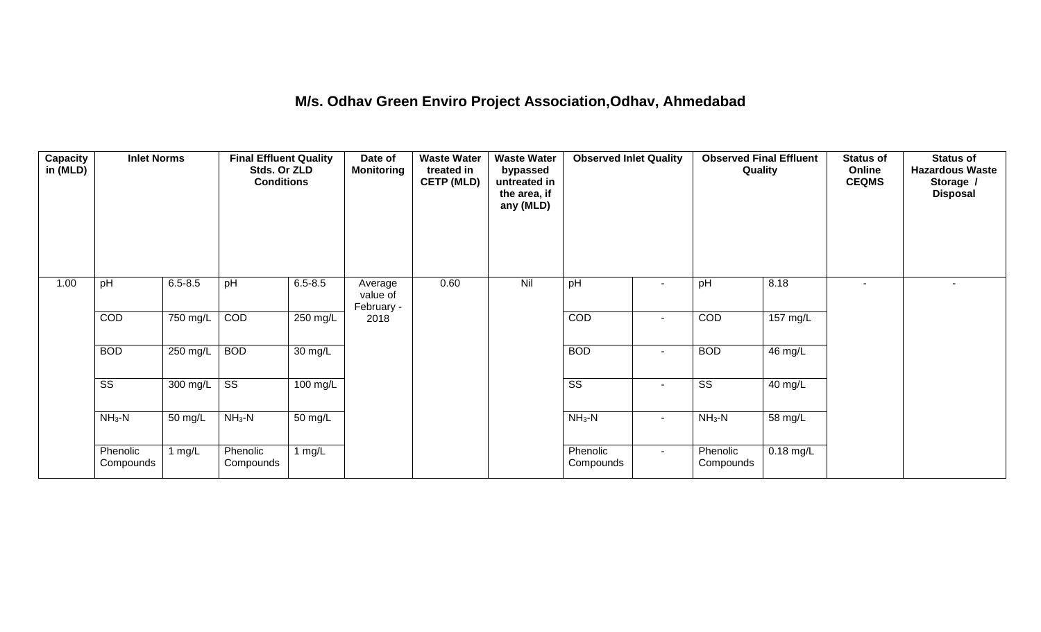## M/s. Odhav Green Enviro Project Association,Odhav, Ahmedabad

| Capacity in (MLD) | Inlet Norms | | Final Effluent Quality Stds. Or ZLD Conditions | | Date of Monitoring | Waste Water treated in CETP (MLD) | Waste Water bypassed untreated in the area, if any (MLD) | Observed Inlet Quality | | Observed Final Effluent Quality | | Status of Online CEQMS | Status of Hazardous Waste Storage / Disposal |
|---|---|---|---|---|---|---|---|---|---|---|---|---|---|
| 1.00 | pH | 6.5-8.5 | pH | 6.5-8.5 | Average value of February - 2018 | 0.60 | Nil | pH | - | pH | 8.18 | - | - |
| | COD | 750 mg/L | COD | 250 mg/L | | | | COD | - | COD | 157 mg/L | | |
| | BOD | 250 mg/L | BOD | 30 mg/L | | | | BOD | - | BOD | 46 mg/L | | |
| | SS | 300 mg/L | SS | 100 mg/L | | | | SS | - | SS | 40 mg/L | | |
| | $NH_3$-N | 50 mg/L | $NH_3$-N | 50 mg/L | | | | $NH_3$-N | - | $NH_3$-N | 58 mg/L | | |
| | Phenolic Compounds | 1 mg/L | Phenolic Compounds | 1 mg/L | | | | Phenolic Compounds | - | Phenolic Compounds | 0.18 mg/L | | |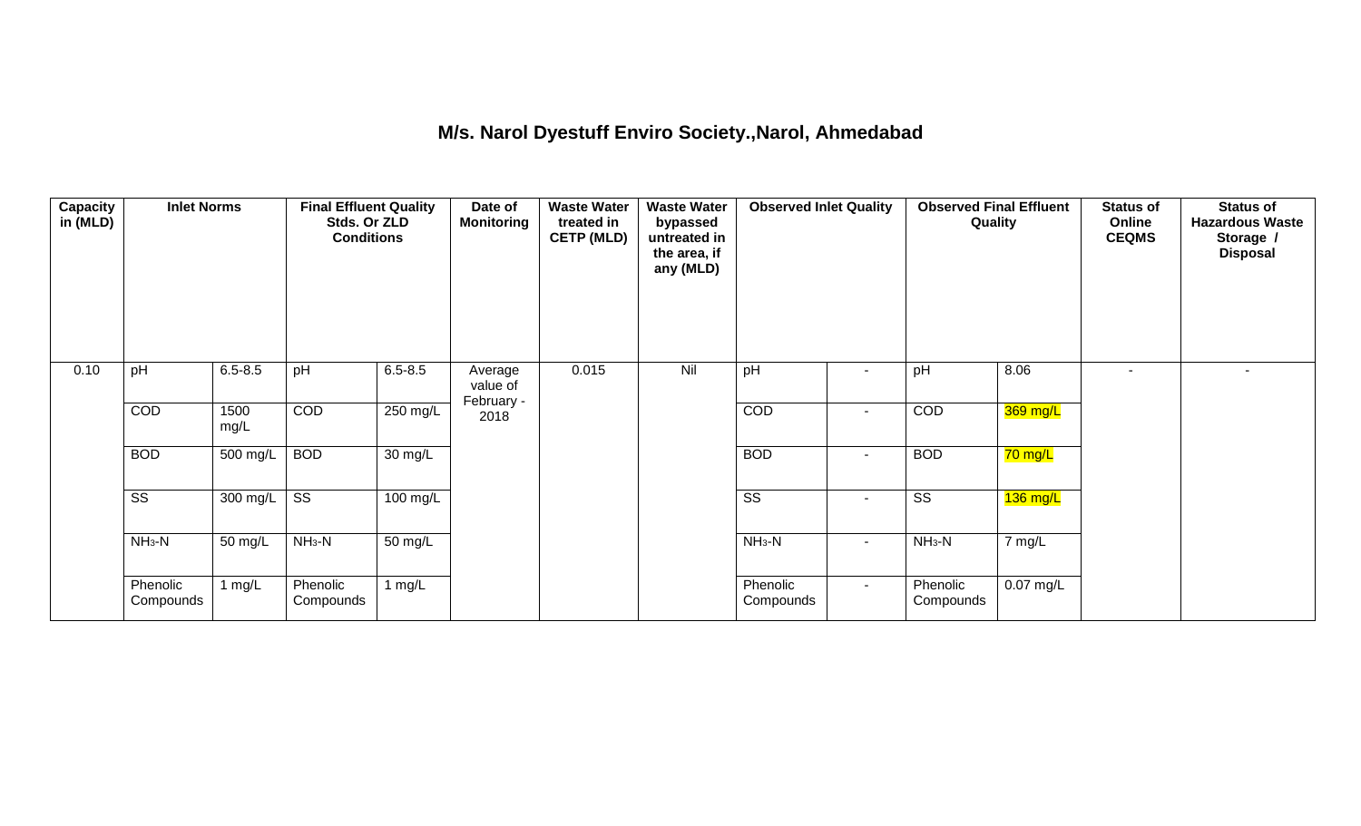# M/s. Narol Dyestuff Enviro Society.,Narol, Ahmedabad

| Capacity in (MLD) | Inlet Norms | | Final Effluent Quality Stds. Or ZLD Conditions | | Date of Monitoring | Waste Water treated in CETP (MLD) | Waste Water bypassed untreated in the area, if any (MLD) | Observed Inlet Quality | | Observed Final Effluent Quality | | Status of Online CEQMS | Status of Hazardous Waste Storage / Disposal |
|---|---|---|---|---|---|---|---|---|---|---|---|---|---|
| 0.10 | pH | 6.5-8.5 | pH | 6.5-8.5 | Average value of February - 2018 | 0.015 | Nil | pH | - | pH | 8.06 | - | - |
| | COD | 1500 mg/L | COD | 250 mg/L | | | | COD | - | COD | 369 mg/L | | |
| | BOD | 500 mg/L | BOD | 30 mg/L | | | | BOD | - | BOD | 70 mg/L | | |
| | SS | 300 mg/L | SS | 100 mg/L | | | | SS | - | SS | 136 mg/L | | |
| | $NH_3$-N | 50 mg/L | $NH_3$-N | 50 mg/L | | | | $NH_3$-N | - | $NH_3$-N | 7 mg/L | | |
| | Phenolic Compounds | 1 mg/L | Phenolic Compounds | 1 mg/L | | | | Phenolic Compounds | - | Phenolic Compounds | 0.07 mg/L | | |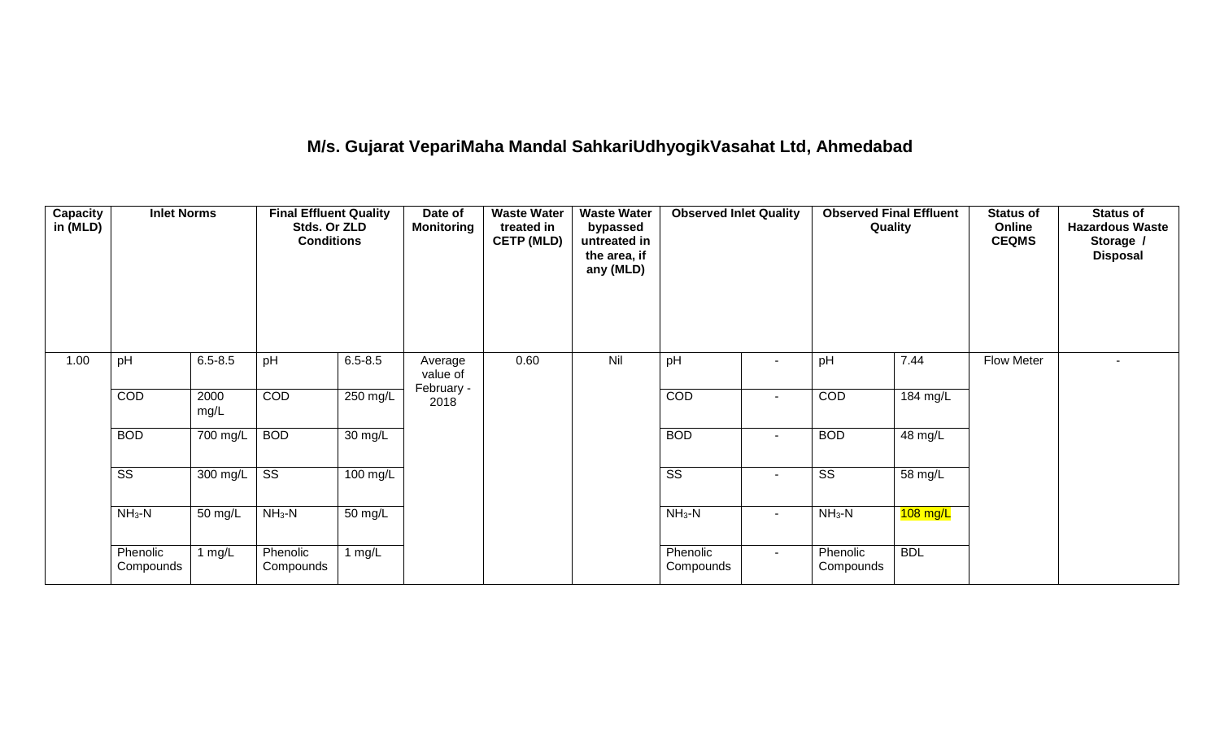# M/s. Gujarat VepariMaha Mandal SahkariUdhyogikVasahat Ltd, Ahmedabad

| Capacity in (MLD) | Inlet Norms | | Final Effluent Quality Stds. Or ZLD Conditions | | Date of Monitoring | Waste Water treated in CETP (MLD) | Waste Water bypassed untreated in the area, if any (MLD) | Observed Inlet Quality | | Observed Final Effluent Quality | | Status of Online CEQMS | Status of Hazardous Waste Storage / Disposal |
|---|---|---|---|---|---|---|---|---|---|---|---|---|---|
| 1.00 | pH | 6.5-8.5 | pH | 6.5-8.5 | Average value of February - 2018 | 0.60 | Nil | pH | - | pH | 7.44 | Flow Meter | - |
| | COD | 2000 mg/L | COD | 250 mg/L | | | | COD | - | COD | 184 mg/L | | |
| | BOD | 700 mg/L | BOD | 30 mg/L | | | | BOD | - | BOD | 48 mg/L | | |
| | SS | 300 mg/L | SS | 100 mg/L | | | | SS | - | SS | 58 mg/L | | |
| | $NH_3$-N | 50 mg/L | $NH_3$-N | 50 mg/L | | | | $NH_3$-N | - | $NH_3$-N | 108 mg/L | | |
| | Phenolic Compounds | 1 mg/L | Phenolic Compounds | 1 mg/L | | | | Phenolic Compounds | - | Phenolic Compounds | BDL | | |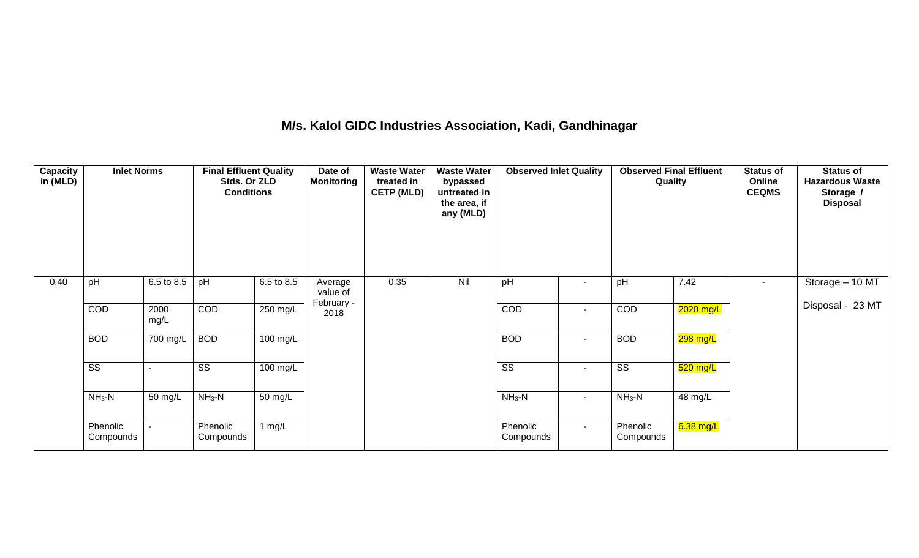# M/s. Kalol GIDC Industries Association, Kadi, Gandhinagar

| Capacity in (MLD) | Inlet Norms | | Final Effluent Quality Stds. Or ZLD Conditions | | Date of Monitoring | Waste Water treated in CETP (MLD) | Waste Water bypassed untreated in the area, if any (MLD) | Observed Inlet Quality | | Observed Final Effluent Quality | | Status of Online CEQMS | Status of Hazardous Waste Storage / Disposal |
|---|---|---|---|---|---|---|---|---|---|---|---|---|---|
| 0.40 | pH | 6.5 to 8.5 | pH | 6.5 to 8.5 | Average value of February - 2018 | 0.35 | Nil | pH | - | pH | 7.42 | - | Storage – 10 MT<br>Disposal - 23 MT |
| | COD | 2000 mg/L | COD | 250 mg/L | | | | COD | - | COD | 2020 mg/L | | |
| | BOD | 700 mg/L | BOD | 100 mg/L | | | | BOD | - | BOD | 298 mg/L | | |
| | SS | - | SS | 100 mg/L | | | | SS | - | SS | 520 mg/L | | |
| | $NH_3$-N | 50 mg/L | $NH_3$-N | 50 mg/L | | | | $NH_3$-N | - | $NH_3$-N | 48 mg/L | | |
| | Phenolic Compounds | - | Phenolic Compounds | 1 mg/L | | | | Phenolic Compounds | - | Phenolic Compounds | 6.38 mg/L | | |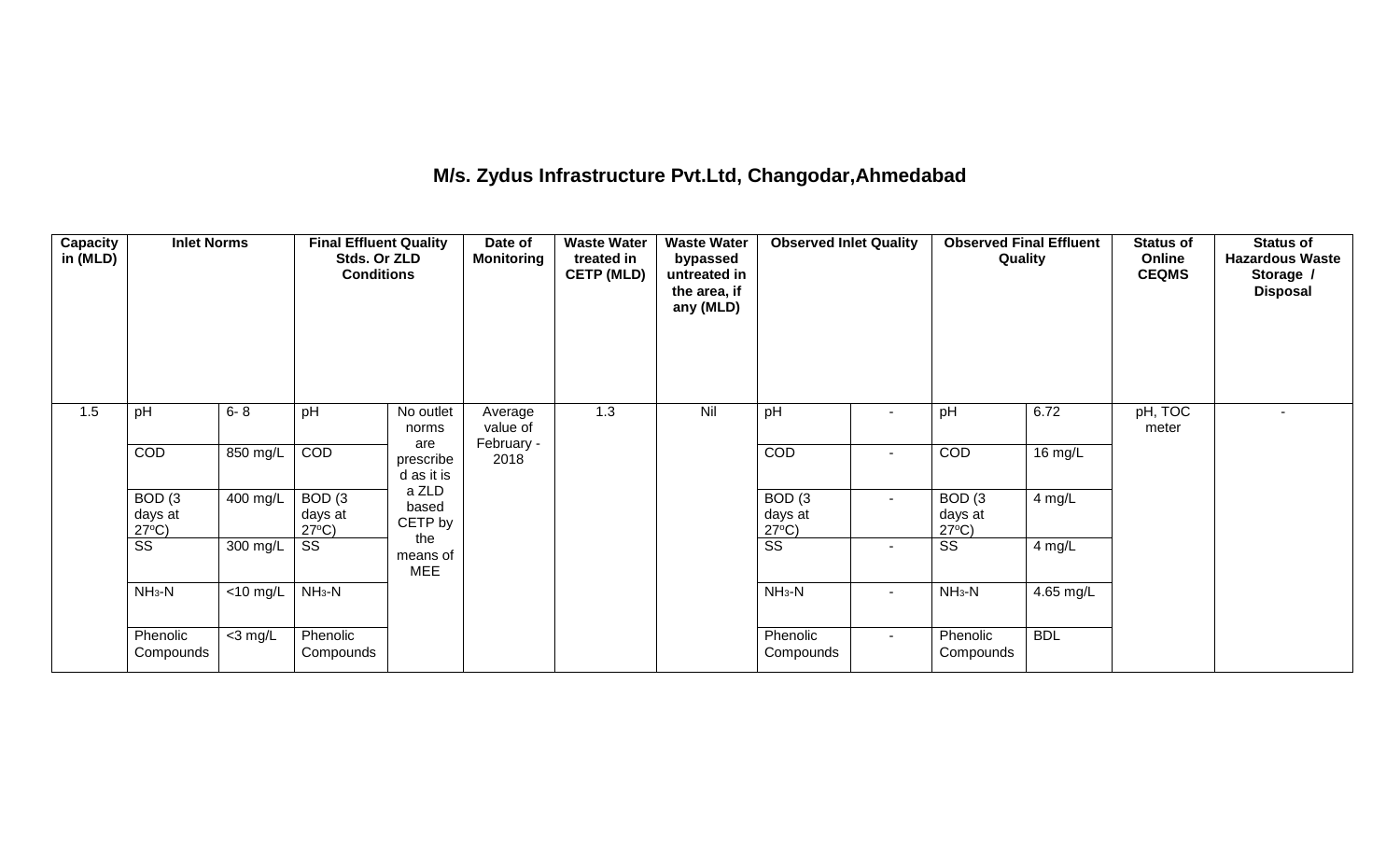## M/s. Zydus Infrastructure Pvt.Ltd, Changodar,Ahmedabad

| Capacity in (MLD) | Inlet Norms | | Final Effluent Quality Stds. Or ZLD Conditions | | Date of Monitoring | Waste Water treated in CETP (MLD) | Waste Water bypassed untreated in the area, if any (MLD) | Observed Inlet Quality | | Observed Final Effluent Quality | | Status of Online CEQMS | Status of Hazardous Waste Storage / Disposal |
|---|---|---|---|---|---|---|---|---|---|---|---|---|---|
| 1.5 | pH | 6- 8 | pH | No outlet norms are prescribed as it is a ZLD based CETP by the means of MEE | Average value of February - 2018 | 1.3 | Nil | pH | - | pH | 6.72 | pH, TOC meter | - |
| | COD | 850 mg/L | COD | | | | | COD | - | COD | 16 mg/L | | |
| | BOD (3 days at 27ºC) | 400 mg/L | BOD (3 days at 27ºC) | | | | | BOD (3 days at 27ºC) | - | BOD (3 days at 27ºC) | 4 mg/L | | |
| | SS | 300 mg/L | SS | | | | | SS | - | SS | 4 mg/L | | |
| | $NH_3$-N | <10 mg/L | $NH_3$-N | | | | | $NH_3$-N | - | $NH_3$-N | 4.65 mg/L | | |
| | Phenolic Compounds | <3 mg/L | Phenolic Compounds | | | | | Phenolic Compounds | - | Phenolic Compounds | BDL | | |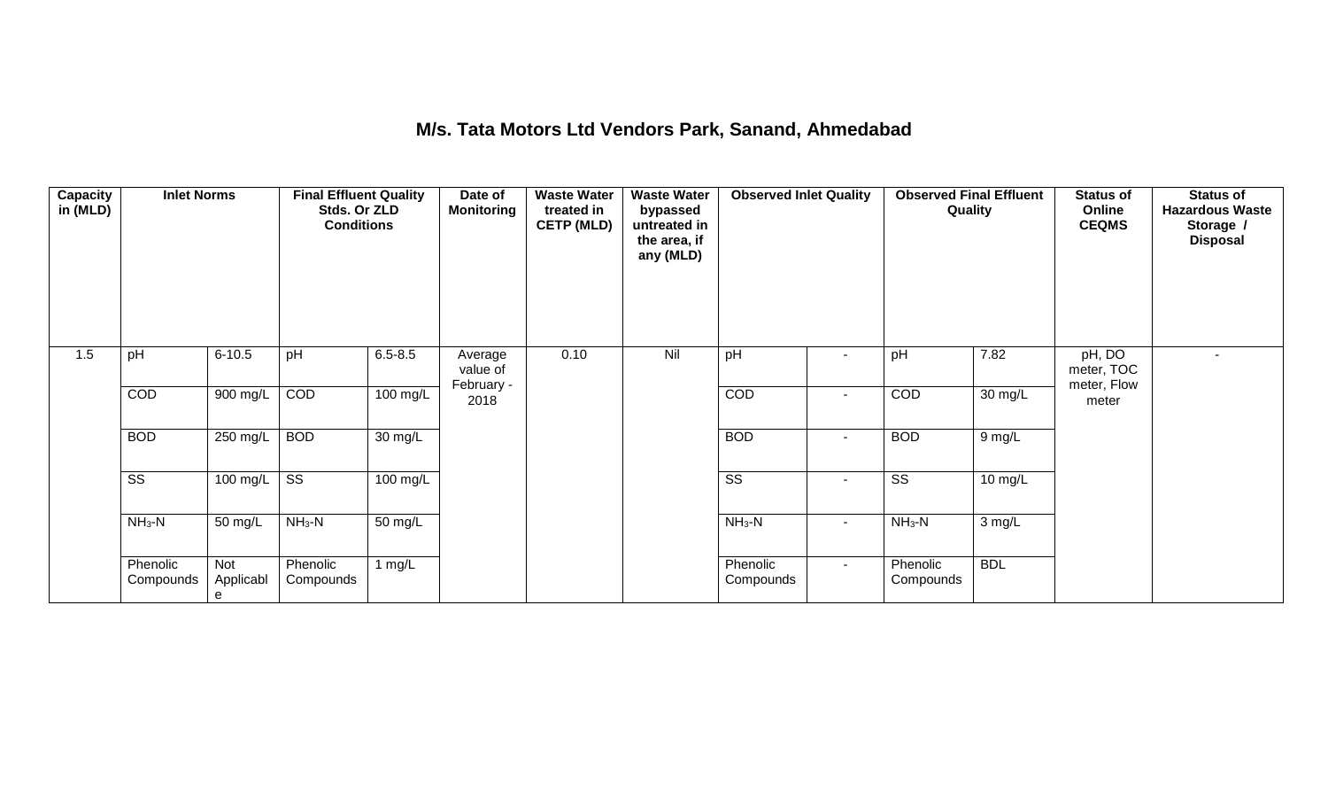# M/s. Tata Motors Ltd Vendors Park, Sanand, Ahmedabad

| Capacity in (MLD) | Inlet Norms | | Final Effluent Quality Stds. Or ZLD Conditions | | Date of Monitoring | Waste Water treated in CETP (MLD) | Waste Water bypassed untreated in the area, if any (MLD) | Observed Inlet Quality | | Observed Final Effluent Quality | | Status of Online CEQMS | Status of Hazardous Waste Storage / Disposal |
|---|---|---|---|---|---|---|---|---|---|---|---|---|---|
| 1.5 | pH | 6-10.5 | pH | 6.5-8.5 | Average value of February - 2018 | 0.10 | Nil | pH | - | pH | 7.82 | pH, DO meter, TOC meter, Flow meter | - |
| | COD | 900 mg/L | COD | 100 mg/L | | | | COD | - | COD | 30 mg/L | | |
| | BOD | 250 mg/L | BOD | 30 mg/L | | | | BOD | - | BOD | 9 mg/L | | |
| | SS | 100 mg/L | SS | 100 mg/L | | | | SS | - | SS | 10 mg/L | | |
| | $NH_3$-N | 50 mg/L | $NH_3$-N | 50 mg/L | | | | $NH_3$-N | - | $NH_3$-N | 3 mg/L | | |
| | Phenolic Compounds | Not Applicable | Phenolic Compounds | 1 mg/L | | | | Phenolic Compounds | - | Phenolic Compounds | BDL | | |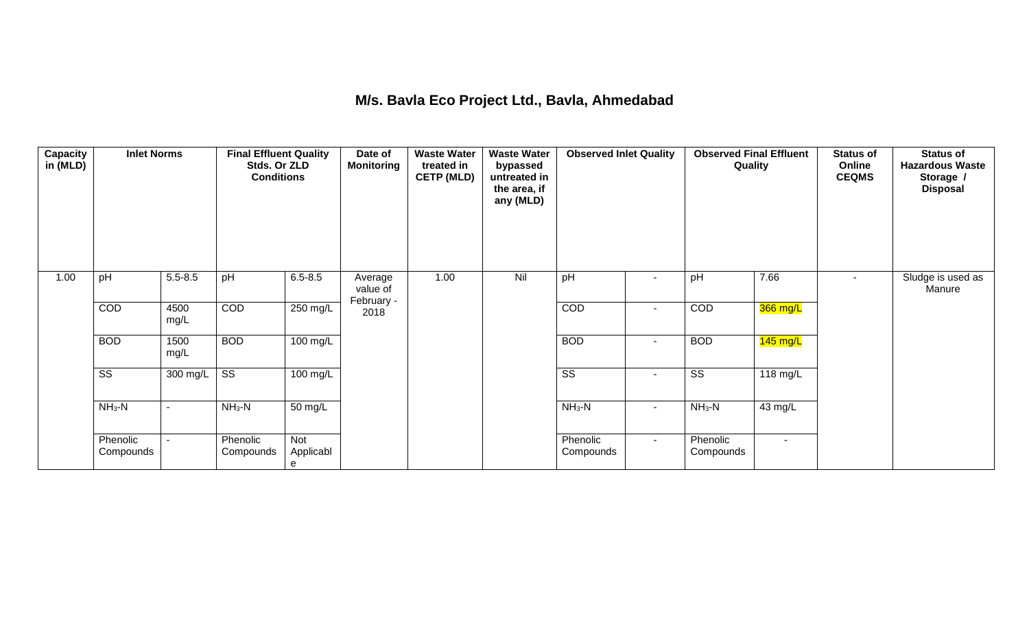## M/s. Bavla Eco Project Ltd., Bavla, Ahmedabad

| Capacity in (MLD) | Inlet Norms | | Final Effluent Quality Stds. Or ZLD Conditions | | Date of Monitoring | Waste Water treated in CETP (MLD) | Waste Water bypassed untreated in the area, if any (MLD) | Observed Inlet Quality | | Observed Final Effluent Quality | | Status of Online CEQMS | Status of Hazardous Waste Storage / Disposal |
|---|---|---|---|---|---|---|---|---|---|---|---|---|---|
| 1.00 | pH | 5.5-8.5 | pH | 6.5-8.5 | Average value of February - 2018 | 1.00 | Nil | pH | - | pH | 7.66 | - | Sludge is used as Manure |
| | COD | 4500 mg/L | COD | 250 mg/L | | | | COD | - | COD | 366 mg/L | | |
| | BOD | 1500 mg/L | BOD | 100 mg/L | | | | BOD | - | BOD | 145 mg/L | | |
| | SS | 300 mg/L | SS | 100 mg/L | | | | SS | - | SS | 118 mg/L | | |
| | $NH_3$-N | - | $NH_3$-N | 50 mg/L | | | | $NH_3$-N | - | $NH_3$-N | 43 mg/L | | |
| | Phenolic Compounds | - | Phenolic Compounds | Not Applicable | | | | Phenolic Compounds | - | Phenolic Compounds | - | | |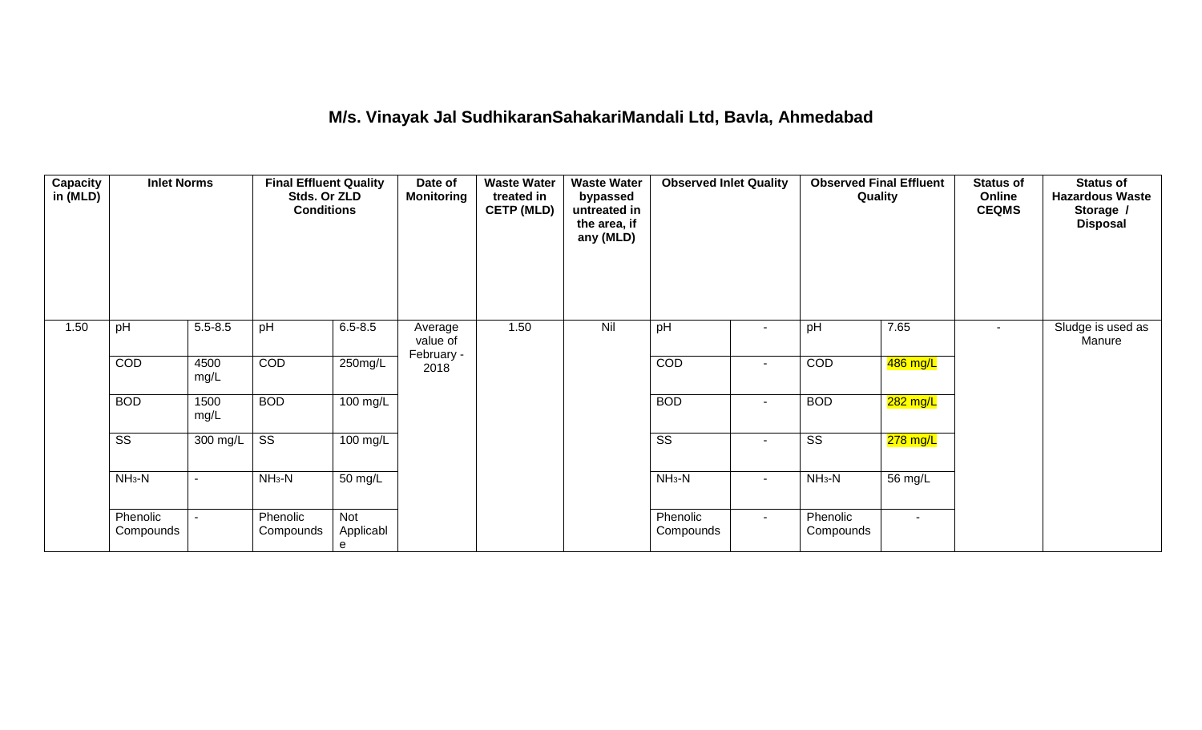## M/s. Vinayak Jal SudhikaranSahakariMandali Ltd, Bavla, Ahmedabad

| Capacity in (MLD) | Inlet Norms | | Final Effluent Quality Stds. Or ZLD Conditions | | Date of Monitoring | Waste Water treated in CETP (MLD) | Waste Water bypassed untreated in the area, if any (MLD) | Observed Inlet Quality | | Observed Final Effluent Quality | | Status of Online CEQMS | Status of Hazardous Waste Storage / Disposal |
|---|---|---|---|---|---|---|---|---|---|---|---|---|---|
| 1.50 | pH | 5.5-8.5 | pH | 6.5-8.5 | Average value of February - 2018 | 1.50 | Nil | pH | - | pH | 7.65 | - | Sludge is used as Manure |
| | COD | 4500 mg/L | COD | 250mg/L | | | | COD | - | COD | 486 mg/L | | |
| | BOD | 1500 mg/L | BOD | 100 mg/L | | | | BOD | - | BOD | 282 mg/L | | |
| | SS | 300 mg/L | SS | 100 mg/L | | | | SS | - | SS | 278 mg/L | | |
| | $NH_3$-N | - | $NH_3$-N | 50 mg/L | | | | $NH_3$-N | - | $NH_3$-N | 56 mg/L | | |
| | Phenolic Compounds | - | Phenolic Compounds | Not Applicable | | | | Phenolic Compounds | - | Phenolic Compounds | - | | |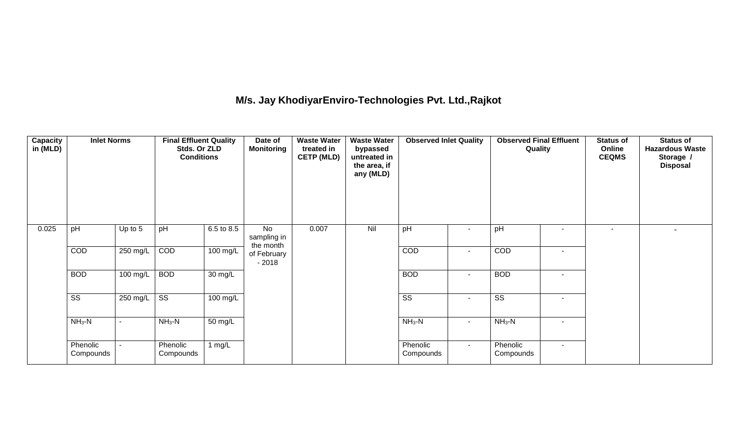## M/s. Jay KhodiyarEnviro-Technologies Pvt. Ltd.,Rajkot

| Capacity in (MLD) | Inlet Norms | | Final Effluent Quality Stds. Or ZLD Conditions | | Date of Monitoring | Waste Water treated in CETP (MLD) | Waste Water bypassed untreated in the area, if any (MLD) | Observed Inlet Quality | | Observed Final Effluent Quality | | Status of Online CEQMS | Status of Hazardous Waste Storage / Disposal |
|---|---|---|---|---|---|---|---|---|---|---|---|---|---|
| 0.025 | pH | Up to 5 | pH | 6.5 to 8.5 | No sampling in the month of February - 2018 | 0.007 | Nil | pH | - | pH | - | - | - |
| | COD | 250 mg/L | COD | 100 mg/L | | | | COD | - | COD | - | | |
| | BOD | 100 mg/L | BOD | 30 mg/L | | | | BOD | - | BOD | - | | |
| | SS | 250 mg/L | SS | 100 mg/L | | | | SS | - | SS | - | | |
| | $NH_3$-N | - | $NH_3$-N | 50 mg/L | | | | $NH_3$-N | - | $NH_3$-N | - | | |
| | Phenolic Compounds | - | Phenolic Compounds | 1 mg/L | | | | Phenolic Compounds | - | Phenolic Compounds | - | | |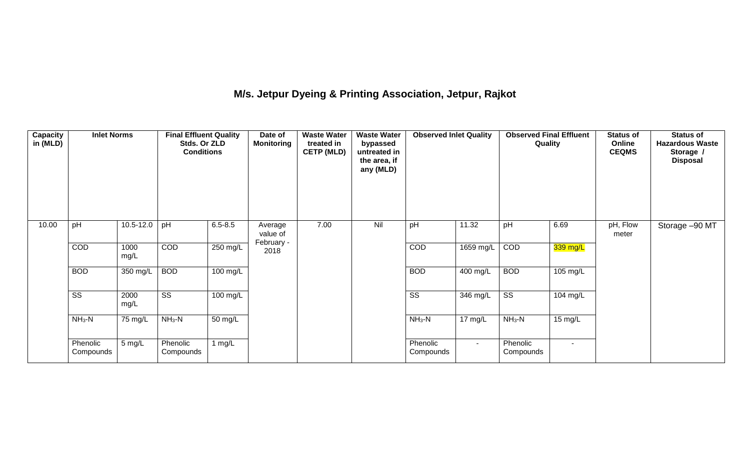## M/s. Jetpur Dyeing & Printing Association, Jetpur, Rajkot

| Capacity in (MLD) | Inlet Norms | | Final Effluent Quality Stds. Or ZLD Conditions | | Date of Monitoring | Waste Water treated in CETP (MLD) | Waste Water bypassed untreated in the area, if any (MLD) | Observed Inlet Quality | | Observed Final Effluent Quality | | Status of Online CEQMS | Status of Hazardous Waste Storage / Disposal |
|---|---|---|---|---|---|---|---|---|---|---|---|---|---|
| 10.00 | pH | 10.5-12.0 | pH | 6.5-8.5 | Average value of February - 2018 | 7.00 | Nil | pH | 11.32 | pH | 6.69 | pH, Flow meter | Storage –90 MT |
| | COD | 1000 mg/L | COD | 250 mg/L | | | | COD | 1659 mg/L | COD | 339 mg/L | | |
| | BOD | 350 mg/L | BOD | 100 mg/L | | | | BOD | 400 mg/L | BOD | 105 mg/L | | |
| | SS | 2000 mg/L | SS | 100 mg/L | | | | SS | 346 mg/L | SS | 104 mg/L | | |
| | $NH_3$-N | 75 mg/L | $NH_3$-N | 50 mg/L | | | | $NH_3$-N | 17 mg/L | $NH_3$-N | 15 mg/L | | |
| | Phenolic Compounds | 5 mg/L | Phenolic Compounds | 1 mg/L | | | | Phenolic Compounds | - | Phenolic Compounds | - | | |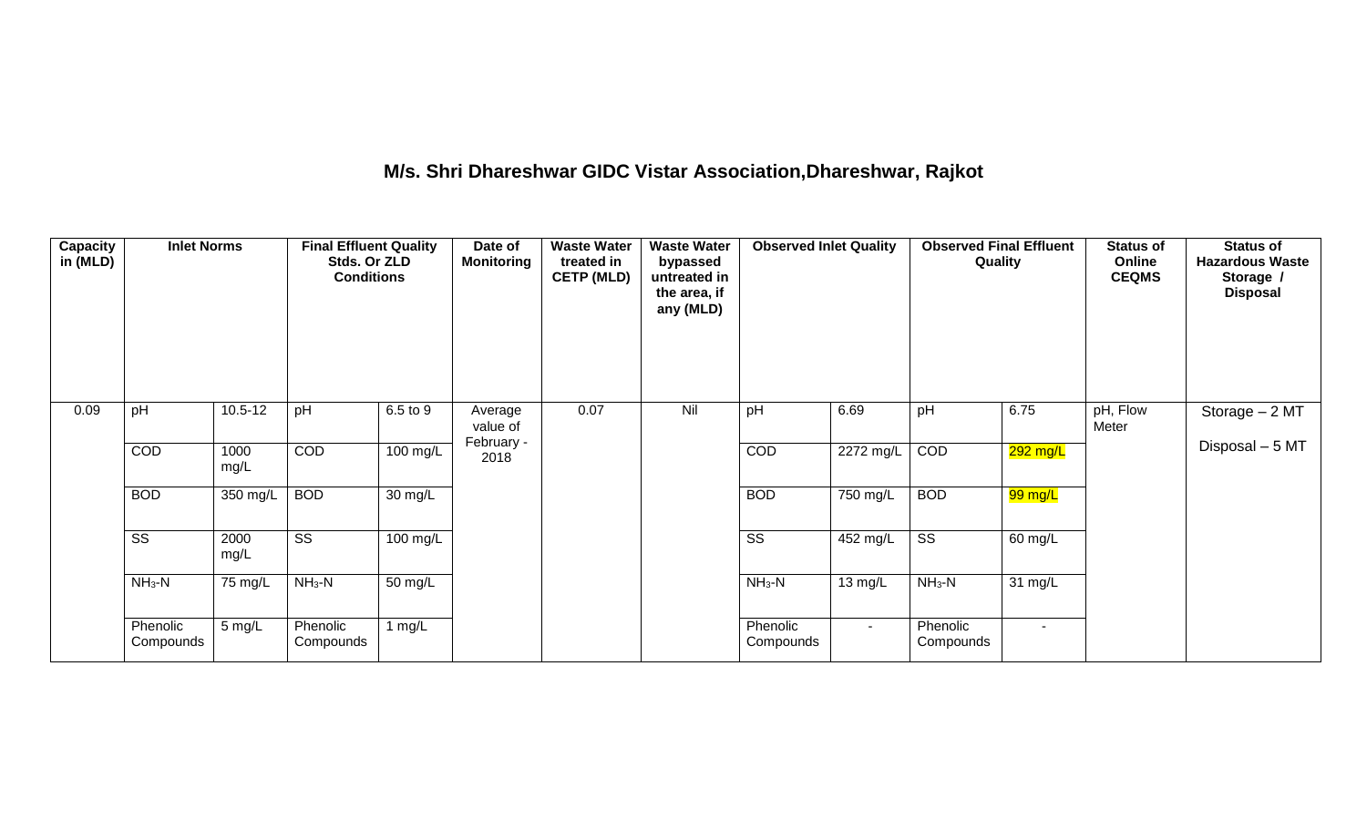# M/s. Shri Dhareshwar GIDC Vistar Association,Dhareshwar, Rajkot

| Capacity in (MLD) | Inlet Norms | | Final Effluent Quality Stds. Or ZLD Conditions | | Date of Monitoring | Waste Water treated in CETP (MLD) | Waste Water bypassed untreated in the area, if any (MLD) | Observed Inlet Quality | | Observed Final Effluent Quality | | Status of Online CEQMS | Status of Hazardous Waste Storage / Disposal |
|---|---|---|---|---|---|---|---|---|---|---|---|---|---|
| 0.09 | pH | 10.5-12 | pH | 6.5 to 9 | Average value of February - 2018 | 0.07 | Nil | pH | 6.69 | pH | 6.75 | pH, Flow Meter | Storage – 2 MT<br>Disposal – 5 MT |
| | COD | 1000 mg/L | COD | 100 mg/L | | | | COD | 2272 mg/L | COD | 292 mg/L | | |
| | BOD | 350 mg/L | BOD | 30 mg/L | | | | BOD | 750 mg/L | BOD | 99 mg/L | | |
| | SS | 2000 mg/L | SS | 100 mg/L | | | | SS | 452 mg/L | SS | 60 mg/L | | |
| | $NH_3$-N | 75 mg/L | $NH_3$-N | 50 mg/L | | | | $NH_3$-N | 13 mg/L | $NH_3$-N | 31 mg/L | | |
| | Phenolic Compounds | 5 mg/L | Phenolic Compounds | 1 mg/L | | | | Phenolic Compounds | - | Phenolic Compounds | - | | |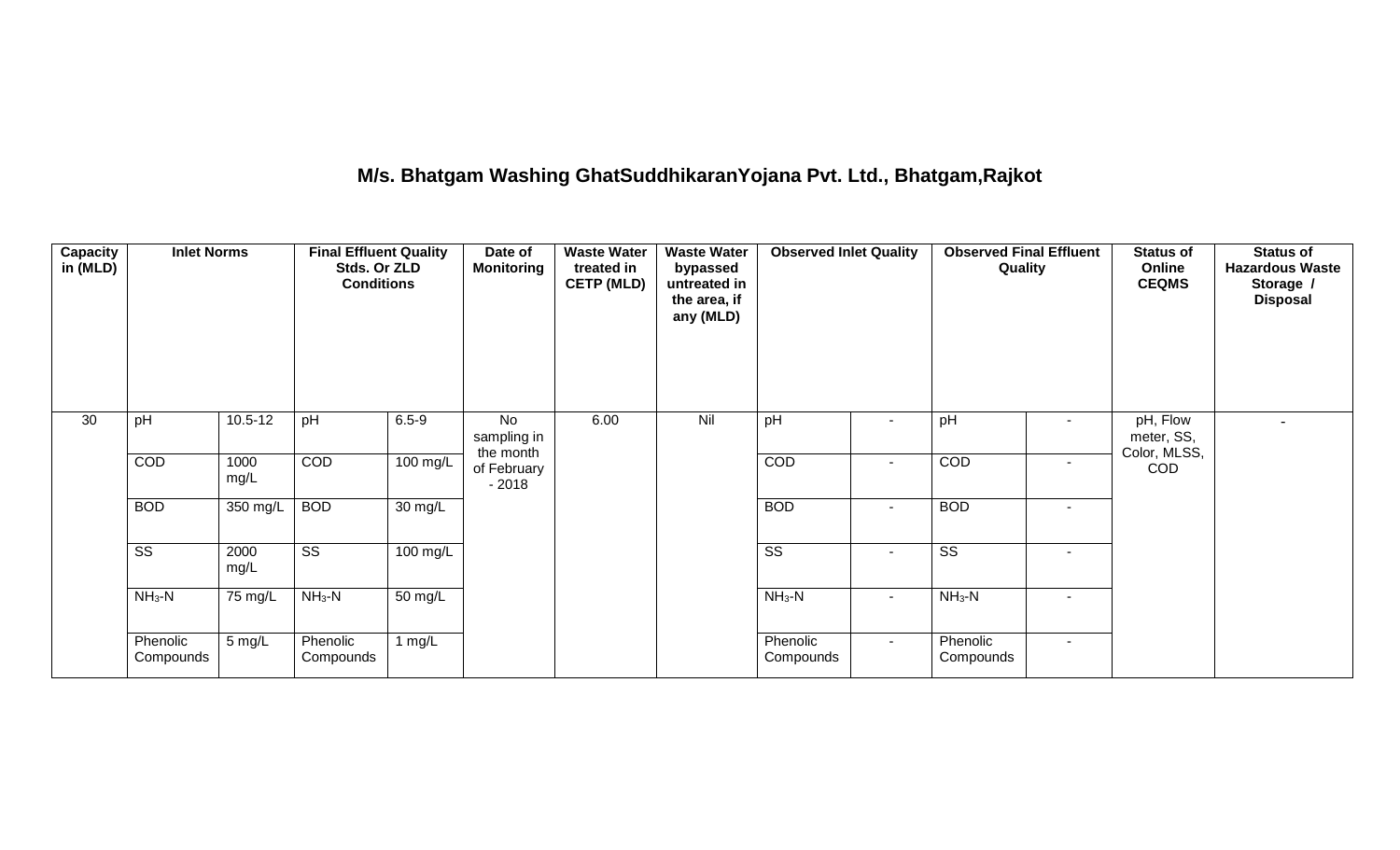# M/s. Bhatgam Washing GhatSuddhikaranYojana Pvt. Ltd., Bhatgam,Rajkot

| Capacity in (MLD) | Inlet Norms | | Final Effluent Quality Stds. Or ZLD Conditions | | Date of Monitoring | Waste Water treated in CETP (MLD) | Waste Water bypassed untreated in the area, if any (MLD) | Observed Inlet Quality | | Observed Final Effluent Quality | | Status of Online CEQMS | Status of Hazardous Waste Storage / Disposal |
|---|---|---|---|---|---|---|---|---|---|---|---|---|---|
| 30 | pH | 10.5-12 | pH | 6.5-9 | No sampling in the month of February - 2018 | 6.00 | Nil | pH | - | pH | - | pH, Flow meter, SS, Color, MLSS, COD | - |
| | COD | 1000 mg/L | COD | 100 mg/L | | | | COD | - | COD | - | | |
| | BOD | 350 mg/L | BOD | 30 mg/L | | | | BOD | - | BOD | - | | |
| | SS | 2000 mg/L | SS | 100 mg/L | | | | SS | - | SS | - | | |
| | $NH_3$-N | 75 mg/L | $NH_3$-N | 50 mg/L | | | | $NH_3$-N | - | $NH_3$-N | - | | |
| | Phenolic Compounds | 5 mg/L | Phenolic Compounds | 1 mg/L | | | | Phenolic Compounds | - | Phenolic Compounds | - | | |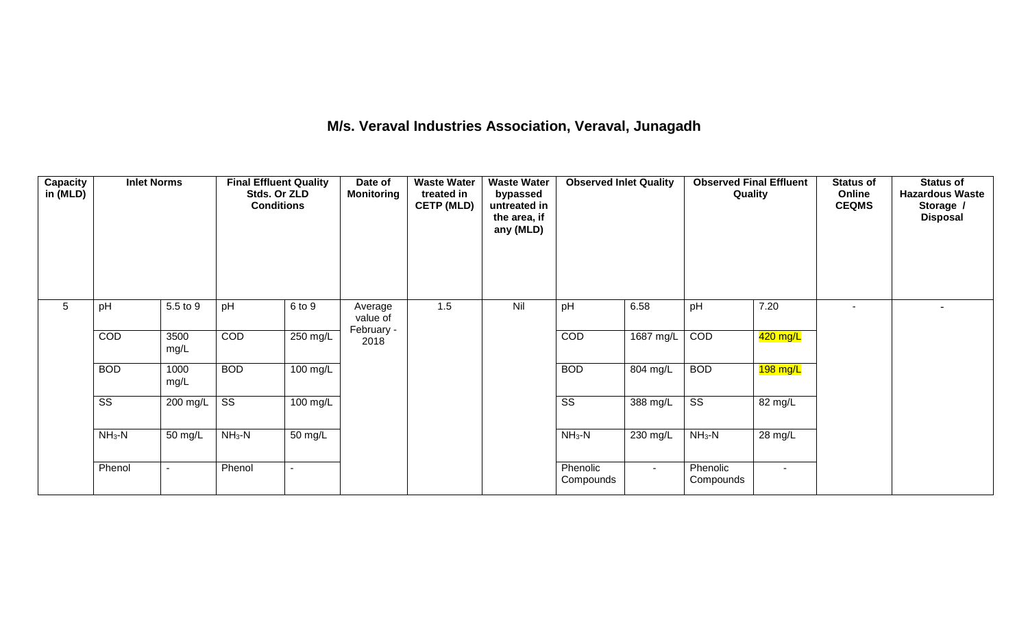## M/s. Veraval Industries Association, Veraval, Junagadh

| Capacity in (MLD) | Inlet Norms | | Final Effluent Quality Stds. Or ZLD Conditions | | Date of Monitoring | Waste Water treated in CETP (MLD) | Waste Water bypassed untreated in the area, if any (MLD) | Observed Inlet Quality | | Observed Final Effluent Quality | | Status of Online CEQMS | Status of Hazardous Waste Storage / Disposal |
|---|---|---|---|---|---|---|---|---|---|---|---|---|---|
| 5 | pH | 5.5 to 9 | pH | 6 to 9 | Average value of February - 2018 | 1.5 | Nil | pH | 6.58 | pH | 7.20 | - | - |
| | COD | 3500 mg/L | COD | 250 mg/L | | | | COD | 1687 mg/L | COD | 420 mg/L | | |
| | BOD | 1000 mg/L | BOD | 100 mg/L | | | | BOD | 804 mg/L | BOD | 198 mg/L | | |
| | SS | 200 mg/L | SS | 100 mg/L | | | | SS | 388 mg/L | SS | 82 mg/L | | |
| | $NH_3$-N | 50 mg/L | $NH_3$-N | 50 mg/L | | | | $NH_3$-N | 230 mg/L | $NH_3$-N | 28 mg/L | | |
| | Phenol | - | Phenol | - | | | | Phenolic Compounds | - | Phenolic Compounds | - | | |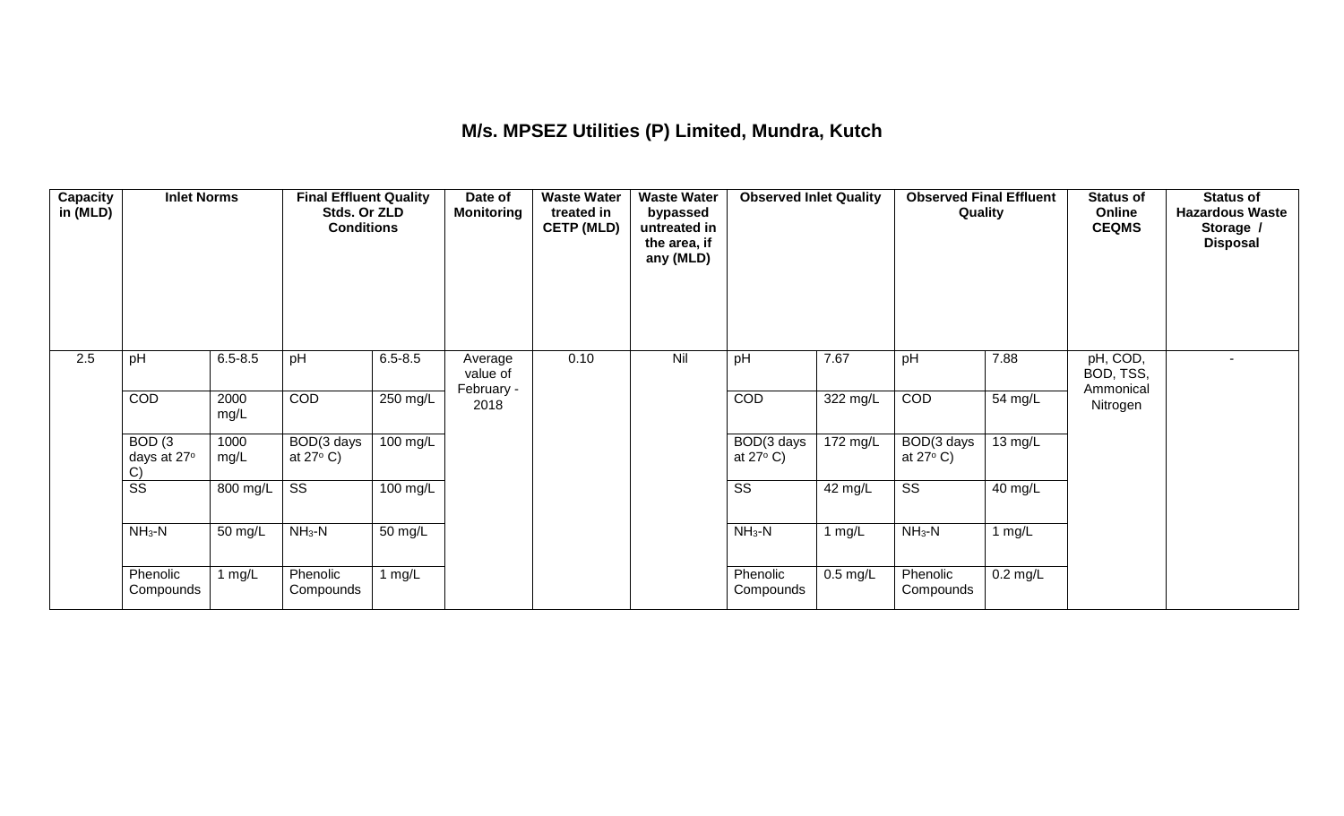## M/s. MPSEZ Utilities (P) Limited, Mundra, Kutch

| Capacity in (MLD) | Inlet Norms | | Final Effluent Quality Stds. Or ZLD Conditions | | Date of Monitoring | Waste Water treated in CETP (MLD) | Waste Water bypassed untreated in the area, if any (MLD) | Observed Inlet Quality | | Observed Final Effluent Quality | | Status of Online CEQMS | Status of Hazardous Waste Storage / Disposal |
|---|---|---|---|---|---|---|---|---|---|---|---|---|---|
| 2.5 | pH | 6.5-8.5 | pH | 6.5-8.5 | Average value of February - 2018 | 0.10 | Nil | pH | 7.67 | pH | 7.88 | pH, COD, BOD, TSS, Ammonical Nitrogen | - |
| | COD | 2000 mg/L | COD | 250 mg/L | | | | COD | 322 mg/L | COD | 54 mg/L | | |
| | BOD (3 days at 27° C) | 1000 mg/L | BOD(3 days at 27° C) | 100 mg/L | | | | BOD(3 days at 27° C) | 172 mg/L | BOD(3 days at 27° C) | 13 mg/L | | |
| | SS | 800 mg/L | SS | 100 mg/L | | | | SS | 42 mg/L | SS | 40 mg/L | | |
| | $NH_3$-N | 50 mg/L | $NH_3$-N | 50 mg/L | | | | $NH_3$-N | 1 mg/L | $NH_3$-N | 1 mg/L | | |
| | Phenolic Compounds | 1 mg/L | Phenolic Compounds | 1 mg/L | | | | Phenolic Compounds | 0.5 mg/L | Phenolic Compounds | 0.2 mg/L | | |